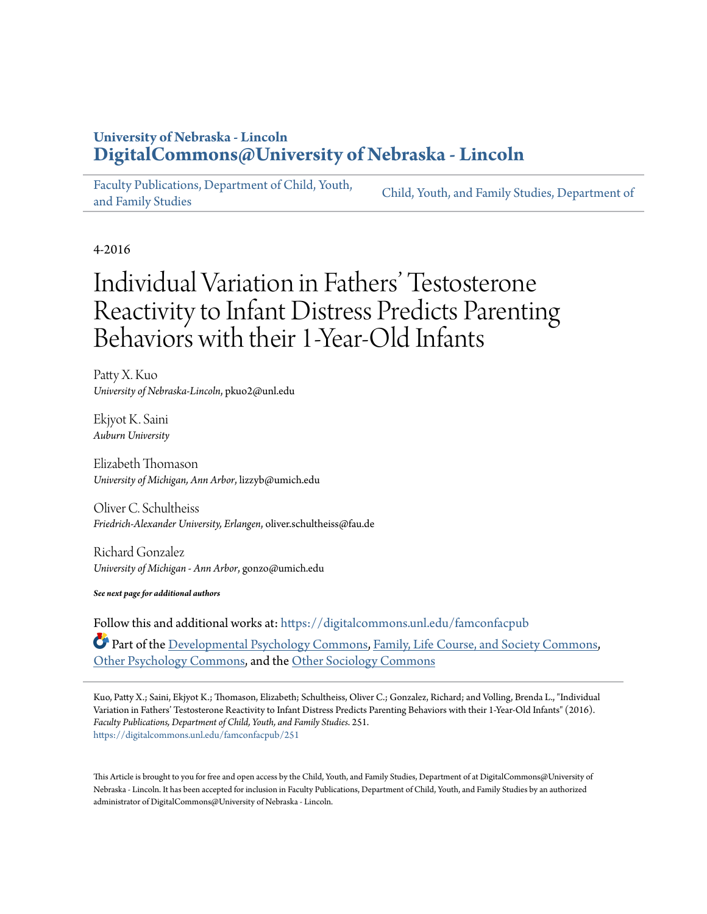**University of Nebraska - Lincoln**
**DigitalCommons@University of Nebraska - Lincoln**

Faculty Publications, Department of Child, Youth, and Family Studies | Child, Youth, and Family Studies, Department of

4-2016

# Individual Variation in Fathers' Testosterone Reactivity to Infant Distress Predicts Parenting Behaviors with their 1-Year-Old Infants

Patty X. Kuo
*University of Nebraska-Lincoln*, pkuo2@unl.edu

Ekjyot K. Saini
*Auburn University*

Elizabeth Thomason
*University of Michigan, Ann Arbor*, lizzyb@umich.edu

Oliver C. Schultheiss
*Friedrich-Alexander University, Erlangen*, oliver.schultheiss@fau.de

Richard Gonzalez
*University of Michigan - Ann Arbor*, gonzo@umich.edu

***See next page for additional authors***

Follow this and additional works at: https://digitalcommons.unl.edu/famconfacpub

Part of the Developmental Psychology Commons, Family, Life Course, and Society Commons, Other Psychology Commons, and the Other Sociology Commons

Kuo, Patty X.; Saini, Ekjyot K.; Thomason, Elizabeth; Schultheiss, Oliver C.; Gonzalez, Richard; and Volling, Brenda L., "Individual Variation in Fathers' Testosterone Reactivity to Infant Distress Predicts Parenting Behaviors with their 1-Year-Old Infants" (2016). *Faculty Publications, Department of Child, Youth, and Family Studies*. 251.
https://digitalcommons.unl.edu/famconfacpub/251

This Article is brought to you for free and open access by the Child, Youth, and Family Studies, Department of at DigitalCommons@University of Nebraska - Lincoln. It has been accepted for inclusion in Faculty Publications, Department of Child, Youth, and Family Studies by an authorized administrator of DigitalCommons@University of Nebraska - Lincoln.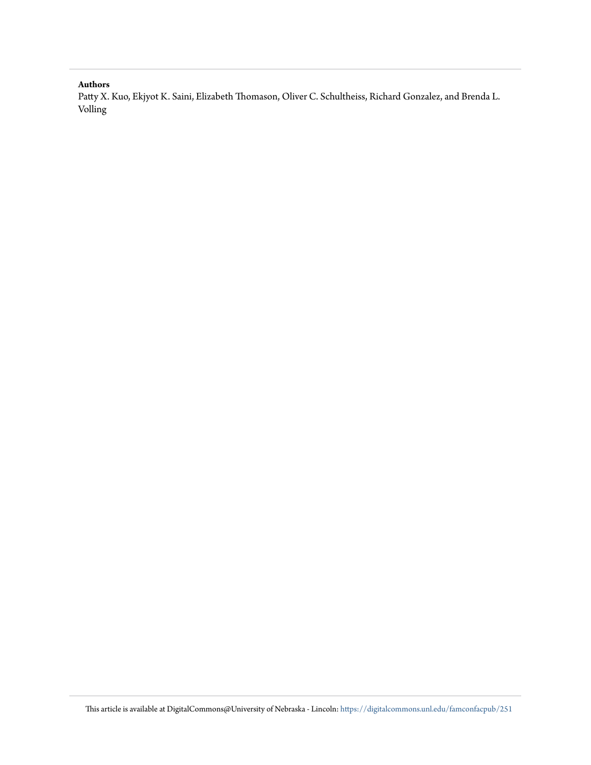**Authors**

Patty X. Kuo, Ekjyot K. Saini, Elizabeth Thomason, Oliver C. Schultheiss, Richard Gonzalez, and Brenda L. Volling

This article is available at DigitalCommons@University of Nebraska - Lincoln: https://digitalcommons.unl.edu/famconfacpub/251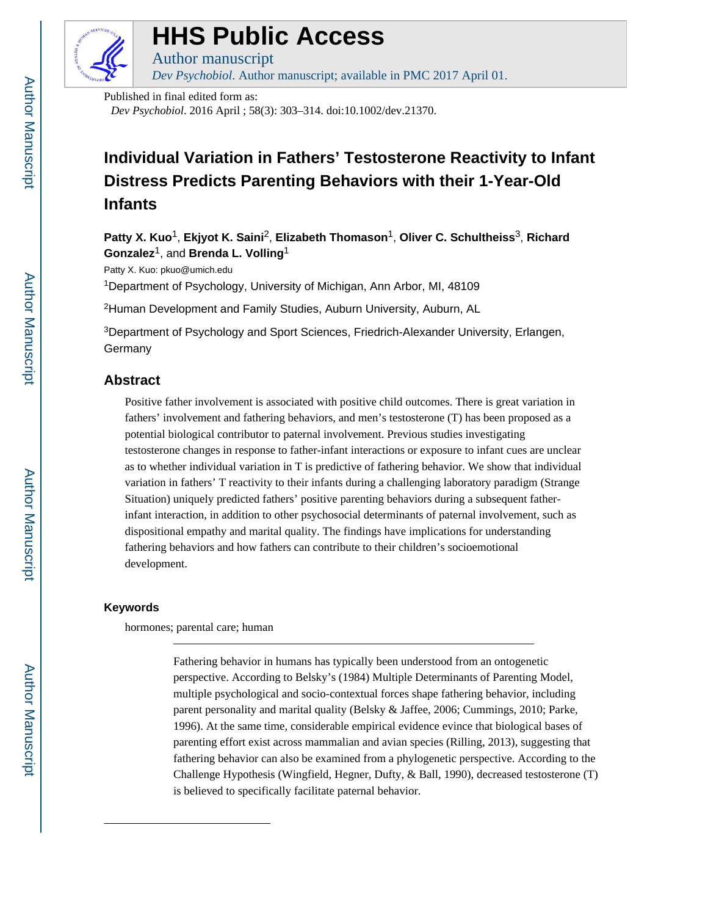# HHS Public Access

Author manuscript

*Dev Psychobiol*. Author manuscript; available in PMC 2017 April 01.

Published in final edited form as:

*Dev Psychobiol*. 2016 April ; 58(3): 303–314. doi:10.1002/dev.21370.

# Individual Variation in Fathers' Testosterone Reactivity to Infant Distress Predicts Parenting Behaviors with their 1-Year-Old Infants

**Patty X. Kuo**[1], **Ekjyot K. Saini**[2], **Elizabeth Thomason**[1], **Oliver C. Schultheiss**[3], **Richard Gonzalez**[1], and **Brenda L. Volling**[1]

Patty X. Kuo: pkuo@umich.edu

[1]Department of Psychology, University of Michigan, Ann Arbor, MI, 48109

[2]Human Development and Family Studies, Auburn University, Auburn, AL

[3]Department of Psychology and Sport Sciences, Friedrich-Alexander University, Erlangen, Germany

## Abstract

Positive father involvement is associated with positive child outcomes. There is great variation in fathers' involvement and fathering behaviors, and men's testosterone (T) has been proposed as a potential biological contributor to paternal involvement. Previous studies investigating testosterone changes in response to father-infant interactions or exposure to infant cues are unclear as to whether individual variation in T is predictive of fathering behavior. We show that individual variation in fathers' T reactivity to their infants during a challenging laboratory paradigm (Strange Situation) uniquely predicted fathers' positive parenting behaviors during a subsequent father-infant interaction, in addition to other psychosocial determinants of paternal involvement, such as dispositional empathy and marital quality. The findings have implications for understanding fathering behaviors and how fathers can contribute to their children's socioemotional development.

### Keywords

hormones; parental care; human

Fathering behavior in humans has typically been understood from an ontogenetic perspective. According to Belsky's (1984) Multiple Determinants of Parenting Model, multiple psychological and socio-contextual forces shape fathering behavior, including parent personality and marital quality (Belsky & Jaffee, 2006; Cummings, 2010; Parke, 1996). At the same time, considerable empirical evidence evince that biological bases of parenting effort exist across mammalian and avian species (Rilling, 2013), suggesting that fathering behavior can also be examined from a phylogenetic perspective. According to the Challenge Hypothesis (Wingfield, Hegner, Dufty, & Ball, 1990), decreased testosterone (T) is believed to specifically facilitate paternal behavior.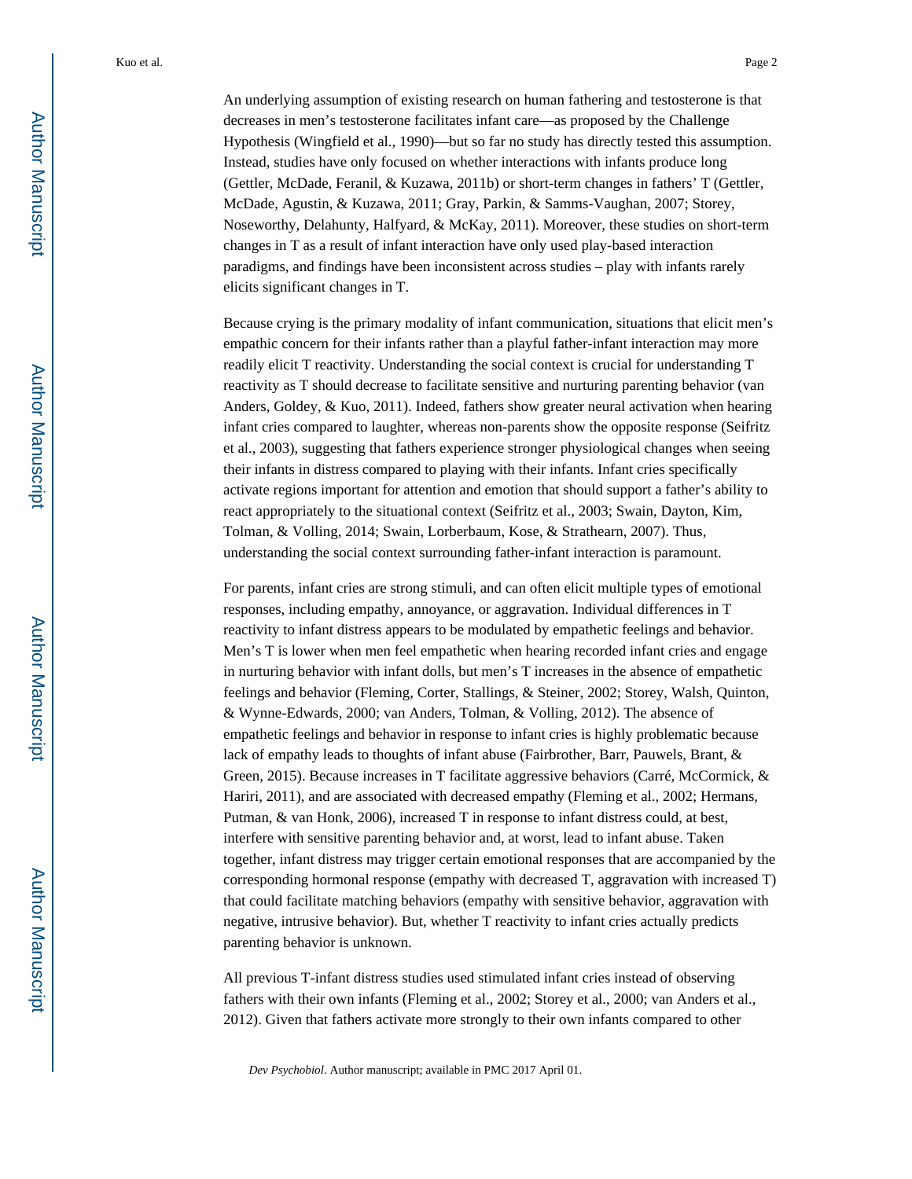An underlying assumption of existing research on human fathering and testosterone is that decreases in men's testosterone facilitates infant care—as proposed by the Challenge Hypothesis (Wingfield et al., 1990)—but so far no study has directly tested this assumption. Instead, studies have only focused on whether interactions with infants produce long (Gettler, McDade, Feranil, & Kuzawa, 2011b) or short-term changes in fathers' T (Gettler, McDade, Agustin, & Kuzawa, 2011; Gray, Parkin, & Samms-Vaughan, 2007; Storey, Noseworthy, Delahunty, Halfyard, & McKay, 2011). Moreover, these studies on short-term changes in T as a result of infant interaction have only used play-based interaction paradigms, and findings have been inconsistent across studies – play with infants rarely elicits significant changes in T.

Because crying is the primary modality of infant communication, situations that elicit men's empathic concern for their infants rather than a playful father-infant interaction may more readily elicit T reactivity. Understanding the social context is crucial for understanding T reactivity as T should decrease to facilitate sensitive and nurturing parenting behavior (van Anders, Goldey, & Kuo, 2011). Indeed, fathers show greater neural activation when hearing infant cries compared to laughter, whereas non-parents show the opposite response (Seifritz et al., 2003), suggesting that fathers experience stronger physiological changes when seeing their infants in distress compared to playing with their infants. Infant cries specifically activate regions important for attention and emotion that should support a father's ability to react appropriately to the situational context (Seifritz et al., 2003; Swain, Dayton, Kim, Tolman, & Volling, 2014; Swain, Lorberbaum, Kose, & Strathearn, 2007). Thus, understanding the social context surrounding father-infant interaction is paramount.

For parents, infant cries are strong stimuli, and can often elicit multiple types of emotional responses, including empathy, annoyance, or aggravation. Individual differences in T reactivity to infant distress appears to be modulated by empathetic feelings and behavior. Men's T is lower when men feel empathetic when hearing recorded infant cries and engage in nurturing behavior with infant dolls, but men's T increases in the absence of empathetic feelings and behavior (Fleming, Corter, Stallings, & Steiner, 2002; Storey, Walsh, Quinton, & Wynne-Edwards, 2000; van Anders, Tolman, & Volling, 2012). The absence of empathetic feelings and behavior in response to infant cries is highly problematic because lack of empathy leads to thoughts of infant abuse (Fairbrother, Barr, Pauwels, Brant, & Green, 2015). Because increases in T facilitate aggressive behaviors (Carré, McCormick, & Hariri, 2011), and are associated with decreased empathy (Fleming et al., 2002; Hermans, Putman, & van Honk, 2006), increased T in response to infant distress could, at best, interfere with sensitive parenting behavior and, at worst, lead to infant abuse. Taken together, infant distress may trigger certain emotional responses that are accompanied by the corresponding hormonal response (empathy with decreased T, aggravation with increased T) that could facilitate matching behaviors (empathy with sensitive behavior, aggravation with negative, intrusive behavior). But, whether T reactivity to infant cries actually predicts parenting behavior is unknown.

All previous T-infant distress studies used stimulated infant cries instead of observing fathers with their own infants (Fleming et al., 2002; Storey et al., 2000; van Anders et al., 2012). Given that fathers activate more strongly to their own infants compared to other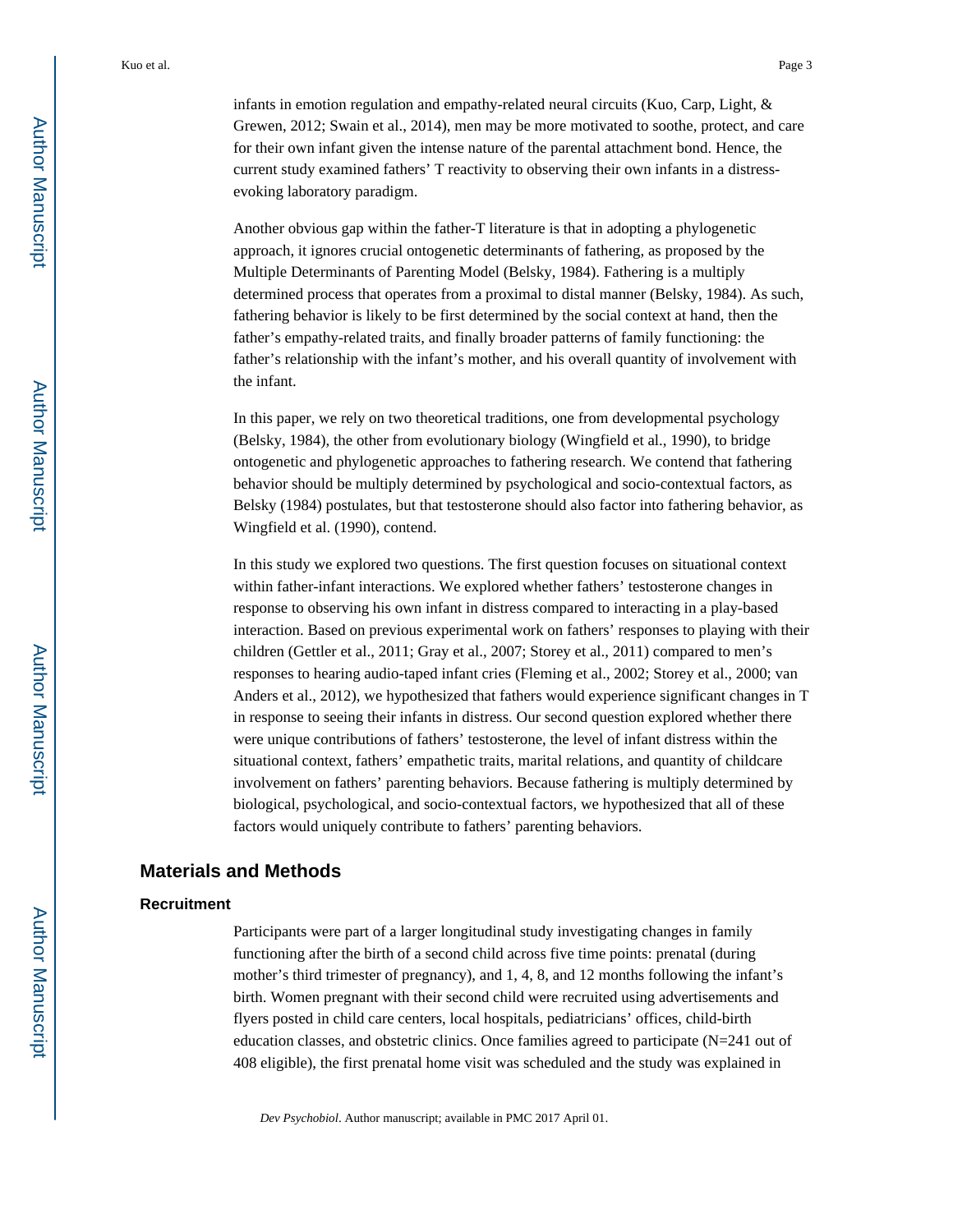infants in emotion regulation and empathy-related neural circuits (Kuo, Carp, Light, & Grewen, 2012; Swain et al., 2014), men may be more motivated to soothe, protect, and care for their own infant given the intense nature of the parental attachment bond. Hence, the current study examined fathers' T reactivity to observing their own infants in a distress-evoking laboratory paradigm.

Another obvious gap within the father-T literature is that in adopting a phylogenetic approach, it ignores crucial ontogenetic determinants of fathering, as proposed by the Multiple Determinants of Parenting Model (Belsky, 1984). Fathering is a multiply determined process that operates from a proximal to distal manner (Belsky, 1984). As such, fathering behavior is likely to be first determined by the social context at hand, then the father's empathy-related traits, and finally broader patterns of family functioning: the father's relationship with the infant's mother, and his overall quantity of involvement with the infant.

In this paper, we rely on two theoretical traditions, one from developmental psychology (Belsky, 1984), the other from evolutionary biology (Wingfield et al., 1990), to bridge ontogenetic and phylogenetic approaches to fathering research. We contend that fathering behavior should be multiply determined by psychological and socio-contextual factors, as Belsky (1984) postulates, but that testosterone should also factor into fathering behavior, as Wingfield et al. (1990), contend.

In this study we explored two questions. The first question focuses on situational context within father-infant interactions. We explored whether fathers' testosterone changes in response to observing his own infant in distress compared to interacting in a play-based interaction. Based on previous experimental work on fathers' responses to playing with their children (Gettler et al., 2011; Gray et al., 2007; Storey et al., 2011) compared to men's responses to hearing audio-taped infant cries (Fleming et al., 2002; Storey et al., 2000; van Anders et al., 2012), we hypothesized that fathers would experience significant changes in T in response to seeing their infants in distress. Our second question explored whether there were unique contributions of fathers' testosterone, the level of infant distress within the situational context, fathers' empathetic traits, marital relations, and quantity of childcare involvement on fathers' parenting behaviors. Because fathering is multiply determined by biological, psychological, and socio-contextual factors, we hypothesized that all of these factors would uniquely contribute to fathers' parenting behaviors.

## Materials and Methods

### Recruitment

Participants were part of a larger longitudinal study investigating changes in family functioning after the birth of a second child across five time points: prenatal (during mother's third trimester of pregnancy), and 1, 4, 8, and 12 months following the infant's birth. Women pregnant with their second child were recruited using advertisements and flyers posted in child care centers, local hospitals, pediatricians' offices, child-birth education classes, and obstetric clinics. Once families agreed to participate (N=241 out of 408 eligible), the first prenatal home visit was scheduled and the study was explained in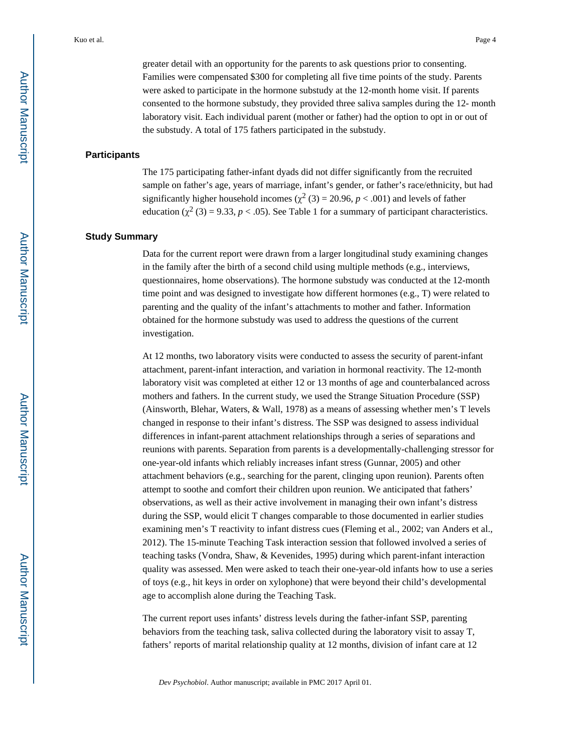greater detail with an opportunity for the parents to ask questions prior to consenting. Families were compensated $300 for completing all five time points of the study. Parents were asked to participate in the hormone substudy at the 12-month home visit. If parents consented to the hormone substudy, they provided three saliva samples during the 12- month laboratory visit. Each individual parent (mother or father) had the option to opt in or out of the substudy. A total of 175 fathers participated in the substudy.

## Participants

The 175 participating father-infant dyads did not differ significantly from the recruited sample on father's age, years of marriage, infant's gender, or father's race/ethnicity, but had significantly higher household incomes ($\chi^2$ (3) = 20.96, $p < .001$) and levels of father education ($\chi^2$ (3) = 9.33, $p < .05$). See Table 1 for a summary of participant characteristics.

## Study Summary

Data for the current report were drawn from a larger longitudinal study examining changes in the family after the birth of a second child using multiple methods (e.g., interviews, questionnaires, home observations). The hormone substudy was conducted at the 12-month time point and was designed to investigate how different hormones (e.g., T) were related to parenting and the quality of the infant's attachments to mother and father. Information obtained for the hormone substudy was used to address the questions of the current investigation.

At 12 months, two laboratory visits were conducted to assess the security of parent-infant attachment, parent-infant interaction, and variation in hormonal reactivity. The 12-month laboratory visit was completed at either 12 or 13 months of age and counterbalanced across mothers and fathers. In the current study, we used the Strange Situation Procedure (SSP) (Ainsworth, Blehar, Waters, & Wall, 1978) as a means of assessing whether men's T levels changed in response to their infant's distress. The SSP was designed to assess individual differences in infant-parent attachment relationships through a series of separations and reunions with parents. Separation from parents is a developmentally-challenging stressor for one-year-old infants which reliably increases infant stress (Gunnar, 2005) and other attachment behaviors (e.g., searching for the parent, clinging upon reunion). Parents often attempt to soothe and comfort their children upon reunion. We anticipated that fathers' observations, as well as their active involvement in managing their own infant's distress during the SSP, would elicit T changes comparable to those documented in earlier studies examining men's T reactivity to infant distress cues (Fleming et al., 2002; van Anders et al., 2012). The 15-minute Teaching Task interaction session that followed involved a series of teaching tasks (Vondra, Shaw, & Kevenides, 1995) during which parent-infant interaction quality was assessed. Men were asked to teach their one-year-old infants how to use a series of toys (e.g., hit keys in order on xylophone) that were beyond their child's developmental age to accomplish alone during the Teaching Task.

The current report uses infants' distress levels during the father-infant SSP, parenting behaviors from the teaching task, saliva collected during the laboratory visit to assay T, fathers' reports of marital relationship quality at 12 months, division of infant care at 12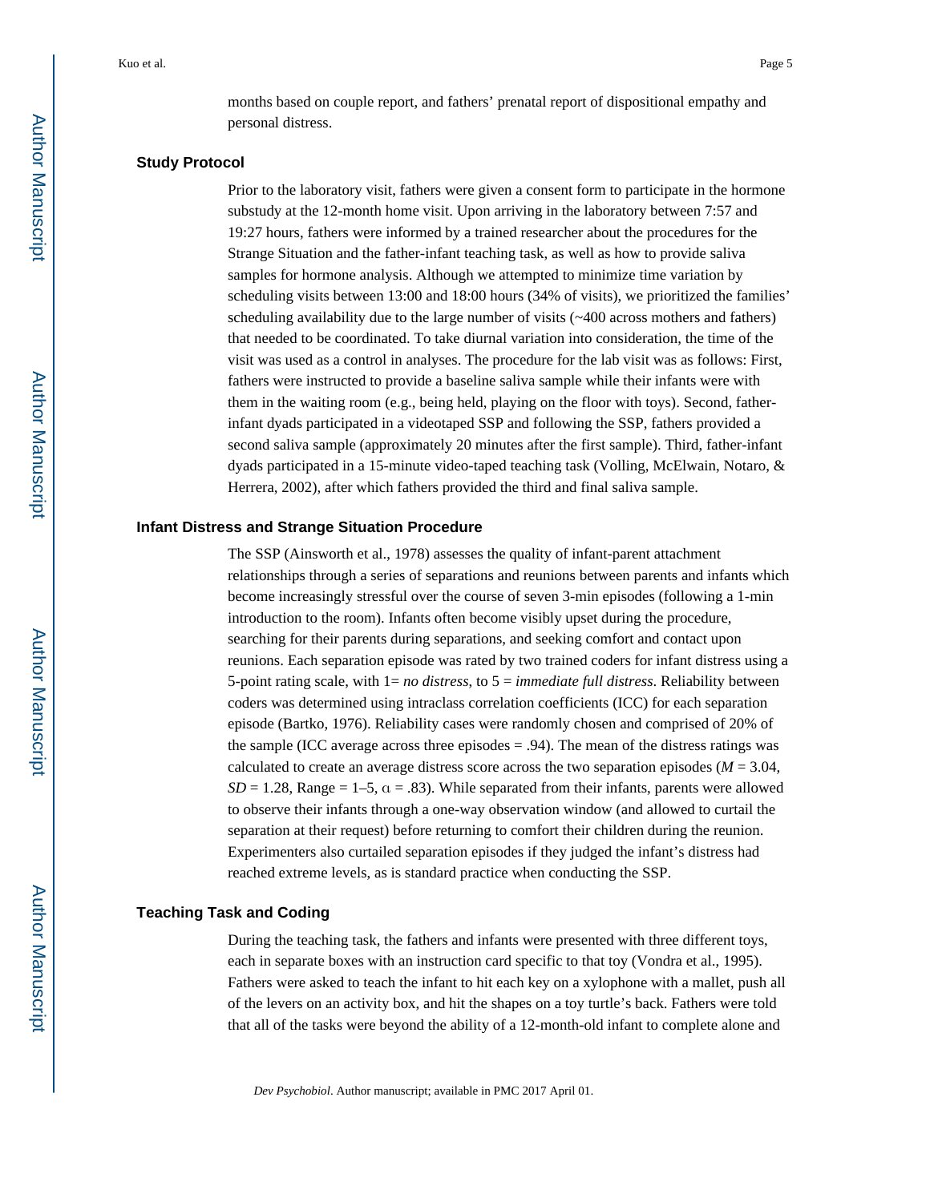months based on couple report, and fathers' prenatal report of dispositional empathy and personal distress.

### Study Protocol

Prior to the laboratory visit, fathers were given a consent form to participate in the hormone substudy at the 12-month home visit. Upon arriving in the laboratory between 7:57 and 19:27 hours, fathers were informed by a trained researcher about the procedures for the Strange Situation and the father-infant teaching task, as well as how to provide saliva samples for hormone analysis. Although we attempted to minimize time variation by scheduling visits between 13:00 and 18:00 hours (34% of visits), we prioritized the families' scheduling availability due to the large number of visits (~400 across mothers and fathers) that needed to be coordinated. To take diurnal variation into consideration, the time of the visit was used as a control in analyses. The procedure for the lab visit was as follows: First, fathers were instructed to provide a baseline saliva sample while their infants were with them in the waiting room (e.g., being held, playing on the floor with toys). Second, father-infant dyads participated in a videotaped SSP and following the SSP, fathers provided a second saliva sample (approximately 20 minutes after the first sample). Third, father-infant dyads participated in a 15-minute video-taped teaching task (Volling, McElwain, Notaro, & Herrera, 2002), after which fathers provided the third and final saliva sample.

### Infant Distress and Strange Situation Procedure

The SSP (Ainsworth et al., 1978) assesses the quality of infant-parent attachment relationships through a series of separations and reunions between parents and infants which become increasingly stressful over the course of seven 3-min episodes (following a 1-min introduction to the room). Infants often become visibly upset during the procedure, searching for their parents during separations, and seeking comfort and contact upon reunions. Each separation episode was rated by two trained coders for infant distress using a 5-point rating scale, with 1= *no distress*, to 5 = *immediate full distress*. Reliability between coders was determined using intraclass correlation coefficients (ICC) for each separation episode (Bartko, 1976). Reliability cases were randomly chosen and comprised of 20% of the sample (ICC average across three episodes = .94). The mean of the distress ratings was calculated to create an average distress score across the two separation episodes ($M = 3.04$, $SD = 1.28$, Range = 1–5, $\alpha = .83$). While separated from their infants, parents were allowed to observe their infants through a one-way observation window (and allowed to curtail the separation at their request) before returning to comfort their children during the reunion. Experimenters also curtailed separation episodes if they judged the infant's distress had reached extreme levels, as is standard practice when conducting the SSP.

### Teaching Task and Coding

During the teaching task, the fathers and infants were presented with three different toys, each in separate boxes with an instruction card specific to that toy (Vondra et al., 1995). Fathers were asked to teach the infant to hit each key on a xylophone with a mallet, push all of the levers on an activity box, and hit the shapes on a toy turtle's back. Fathers were told that all of the tasks were beyond the ability of a 12-month-old infant to complete alone and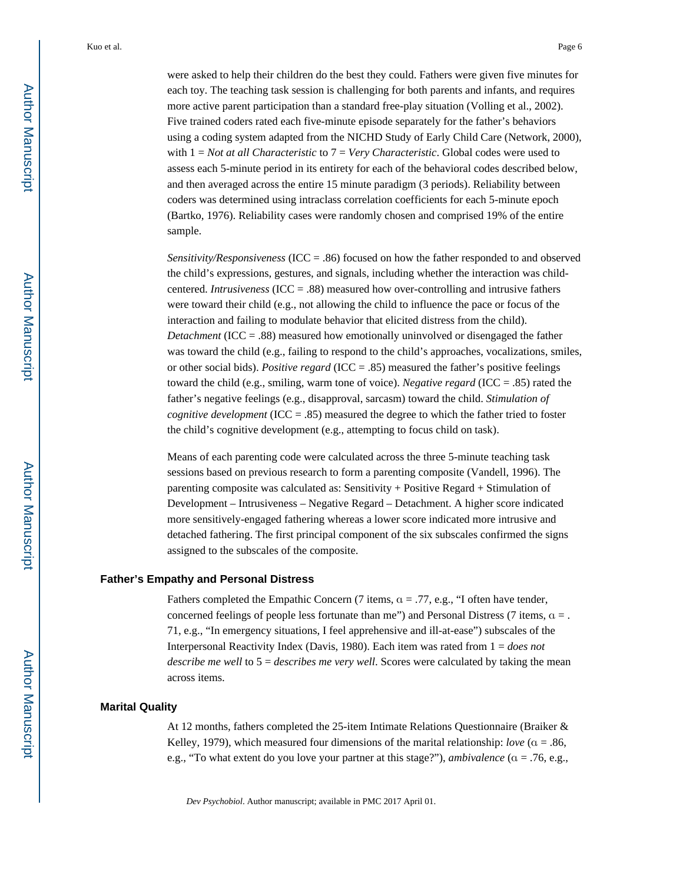were asked to help their children do the best they could. Fathers were given five minutes for each toy. The teaching task session is challenging for both parents and infants, and requires more active parent participation than a standard free-play situation (Volling et al., 2002). Five trained coders rated each five-minute episode separately for the father's behaviors using a coding system adapted from the NICHD Study of Early Child Care (Network, 2000), with 1 = *Not at all Characteristic* to 7 = *Very Characteristic*. Global codes were used to assess each 5-minute period in its entirety for each of the behavioral codes described below, and then averaged across the entire 15 minute paradigm (3 periods). Reliability between coders was determined using intraclass correlation coefficients for each 5-minute epoch (Bartko, 1976). Reliability cases were randomly chosen and comprised 19% of the entire sample.

*Sensitivity/Responsiveness* (ICC = .86) focused on how the father responded to and observed the child's expressions, gestures, and signals, including whether the interaction was child-centered. *Intrusiveness* (ICC = .88) measured how over-controlling and intrusive fathers were toward their child (e.g., not allowing the child to influence the pace or focus of the interaction and failing to modulate behavior that elicited distress from the child). *Detachment* (ICC = .88) measured how emotionally uninvolved or disengaged the father was toward the child (e.g., failing to respond to the child's approaches, vocalizations, smiles, or other social bids). *Positive regard* (ICC = .85) measured the father's positive feelings toward the child (e.g., smiling, warm tone of voice). *Negative regard* (ICC = .85) rated the father's negative feelings (e.g., disapproval, sarcasm) toward the child. *Stimulation of cognitive development* (ICC = .85) measured the degree to which the father tried to foster the child's cognitive development (e.g., attempting to focus child on task).

Means of each parenting code were calculated across the three 5-minute teaching task sessions based on previous research to form a parenting composite (Vandell, 1996). The parenting composite was calculated as: Sensitivity + Positive Regard + Stimulation of Development – Intrusiveness – Negative Regard – Detachment. A higher score indicated more sensitively-engaged fathering whereas a lower score indicated more intrusive and detached fathering. The first principal component of the six subscales confirmed the signs assigned to the subscales of the composite.

## Father's Empathy and Personal Distress

Fathers completed the Empathic Concern (7 items, $\alpha = .77$, e.g., "I often have tender, concerned feelings of people less fortunate than me") and Personal Distress (7 items, $\alpha = .71$, e.g., "In emergency situations, I feel apprehensive and ill-at-ease") subscales of the Interpersonal Reactivity Index (Davis, 1980). Each item was rated from 1 = *does not describe me well* to 5 = *describes me very well*. Scores were calculated by taking the mean across items.

## Marital Quality

At 12 months, fathers completed the 25-item Intimate Relations Questionnaire (Braiker & Kelley, 1979), which measured four dimensions of the marital relationship: *love* ($\alpha = .86$, e.g., "To what extent do you love your partner at this stage?"), *ambivalence* ($\alpha = .76$, e.g.,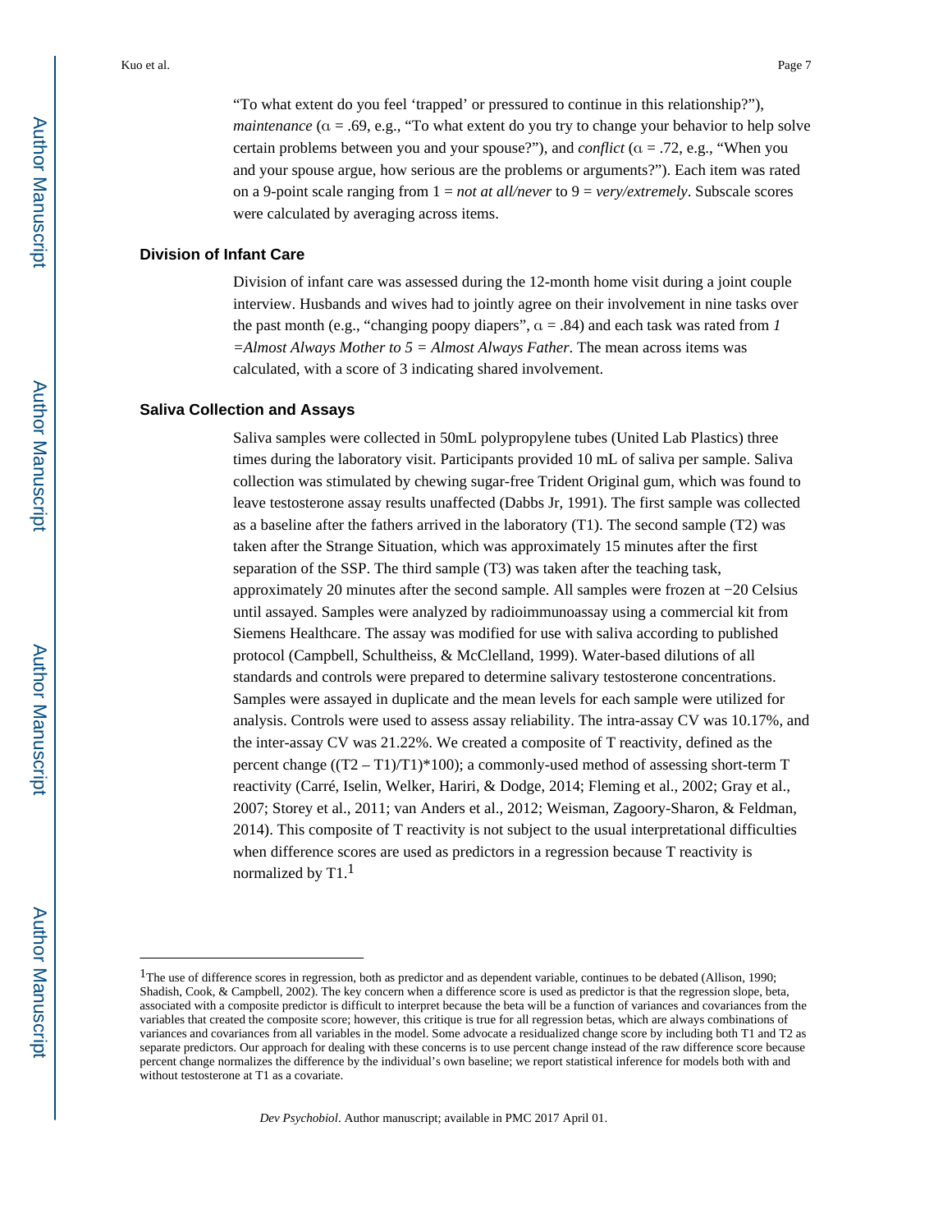"To what extent do you feel 'trapped' or pressured to continue in this relationship?"), *maintenance* ($\alpha = .69$, e.g., "To what extent do you try to change your behavior to help solve certain problems between you and your spouse?"), and *conflict* ($\alpha = .72$, e.g., "When you and your spouse argue, how serious are the problems or arguments?"). Each item was rated on a 9-point scale ranging from 1 = *not at all/never* to 9 = *very/extremely*. Subscale scores were calculated by averaging across items.

## Division of Infant Care

Division of infant care was assessed during the 12-month home visit during a joint couple interview. Husbands and wives had to jointly agree on their involvement in nine tasks over the past month (e.g., "changing poopy diapers", $\alpha = .84$) and each task was rated from *1 =Almost Always Mother to 5 = Almost Always Father*. The mean across items was calculated, with a score of 3 indicating shared involvement.

## Saliva Collection and Assays

Saliva samples were collected in 50mL polypropylene tubes (United Lab Plastics) three times during the laboratory visit. Participants provided 10 mL of saliva per sample. Saliva collection was stimulated by chewing sugar-free Trident Original gum, which was found to leave testosterone assay results unaffected (Dabbs Jr, 1991). The first sample was collected as a baseline after the fathers arrived in the laboratory (T1). The second sample (T2) was taken after the Strange Situation, which was approximately 15 minutes after the first separation of the SSP. The third sample (T3) was taken after the teaching task, approximately 20 minutes after the second sample. All samples were frozen at −20 Celsius until assayed. Samples were analyzed by radioimmunoassay using a commercial kit from Siemens Healthcare. The assay was modified for use with saliva according to published protocol (Campbell, Schultheiss, & McClelland, 1999). Water-based dilutions of all standards and controls were prepared to determine salivary testosterone concentrations. Samples were assayed in duplicate and the mean levels for each sample were utilized for analysis. Controls were used to assess assay reliability. The intra-assay CV was 10.17%, and the inter-assay CV was 21.22%. We created a composite of T reactivity, defined as the percent change ($(T2 - T1)/T1)*100$); a commonly-used method of assessing short-term T reactivity (Carré, Iselin, Welker, Hariri, & Dodge, 2014; Fleming et al., 2002; Gray et al., 2007; Storey et al., 2011; van Anders et al., 2012; Weisman, Zagoory-Sharon, & Feldman, 2014). This composite of T reactivity is not subject to the usual interpretational difficulties when difference scores are used as predictors in a regression because T reactivity is normalized by T1.[1]

[1]The use of difference scores in regression, both as predictor and as dependent variable, continues to be debated (Allison, 1990; Shadish, Cook, & Campbell, 2002). The key concern when a difference score is used as predictor is that the regression slope, beta, associated with a composite predictor is difficult to interpret because the beta will be a function of variances and covariances from the variables that created the composite score; however, this critique is true for all regression betas, which are always combinations of variances and covariances from all variables in the model. Some advocate a residualized change score by including both T1 and T2 as separate predictors. Our approach for dealing with these concerns is to use percent change instead of the raw difference score because percent change normalizes the difference by the individual's own baseline; we report statistical inference for models both with and without testosterone at T1 as a covariate.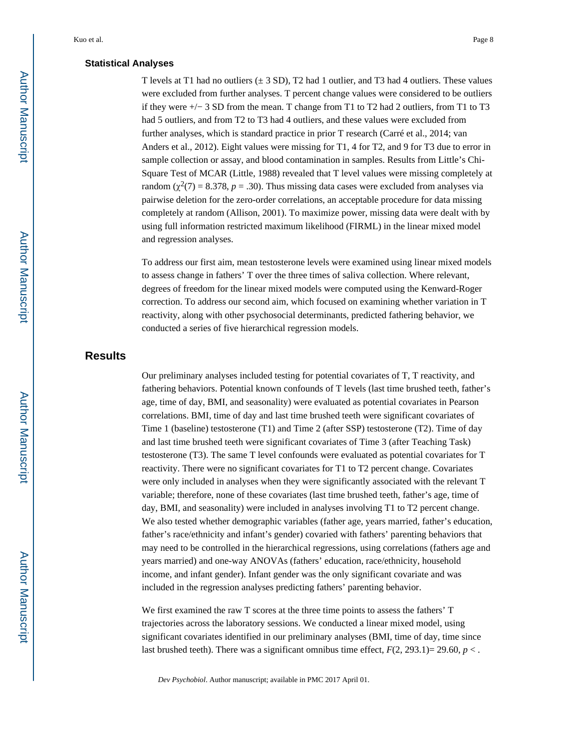### Statistical Analyses

T levels at T1 had no outliers (± 3 SD), T2 had 1 outlier, and T3 had 4 outliers. These values were excluded from further analyses. T percent change values were considered to be outliers if they were +/− 3 SD from the mean. T change from T1 to T2 had 2 outliers, from T1 to T3 had 5 outliers, and from T2 to T3 had 4 outliers, and these values were excluded from further analyses, which is standard practice in prior T research (Carré et al., 2014; van Anders et al., 2012). Eight values were missing for T1, 4 for T2, and 9 for T3 due to error in sample collection or assay, and blood contamination in samples. Results from Little's Chi-Square Test of MCAR (Little, 1988) revealed that T level values were missing completely at random ($\chi^2(7) = 8.378$, $p = .30$). Thus missing data cases were excluded from analyses via pairwise deletion for the zero-order correlations, an acceptable procedure for data missing completely at random (Allison, 2001). To maximize power, missing data were dealt with by using full information restricted maximum likelihood (FIRML) in the linear mixed model and regression analyses.

To address our first aim, mean testosterone levels were examined using linear mixed models to assess change in fathers' T over the three times of saliva collection. Where relevant, degrees of freedom for the linear mixed models were computed using the Kenward-Roger correction. To address our second aim, which focused on examining whether variation in T reactivity, along with other psychosocial determinants, predicted fathering behavior, we conducted a series of five hierarchical regression models.

## Results

Our preliminary analyses included testing for potential covariates of T, T reactivity, and fathering behaviors. Potential known confounds of T levels (last time brushed teeth, father's age, time of day, BMI, and seasonality) were evaluated as potential covariates in Pearson correlations. BMI, time of day and last time brushed teeth were significant covariates of Time 1 (baseline) testosterone (T1) and Time 2 (after SSP) testosterone (T2). Time of day and last time brushed teeth were significant covariates of Time 3 (after Teaching Task) testosterone (T3). The same T level confounds were evaluated as potential covariates for T reactivity. There were no significant covariates for T1 to T2 percent change. Covariates were only included in analyses when they were significantly associated with the relevant T variable; therefore, none of these covariates (last time brushed teeth, father's age, time of day, BMI, and seasonality) were included in analyses involving T1 to T2 percent change. We also tested whether demographic variables (father age, years married, father's education, father's race/ethnicity and infant's gender) covaried with fathers' parenting behaviors that may need to be controlled in the hierarchical regressions, using correlations (fathers age and years married) and one-way ANOVAs (fathers' education, race/ethnicity, household income, and infant gender). Infant gender was the only significant covariate and was included in the regression analyses predicting fathers' parenting behavior.

We first examined the raw T scores at the three time points to assess the fathers' T trajectories across the laboratory sessions. We conducted a linear mixed model, using significant covariates identified in our preliminary analyses (BMI, time of day, time since last brushed teeth). There was a significant omnibus time effect, $F(2, 293.1)= 29.60$, $p <$ .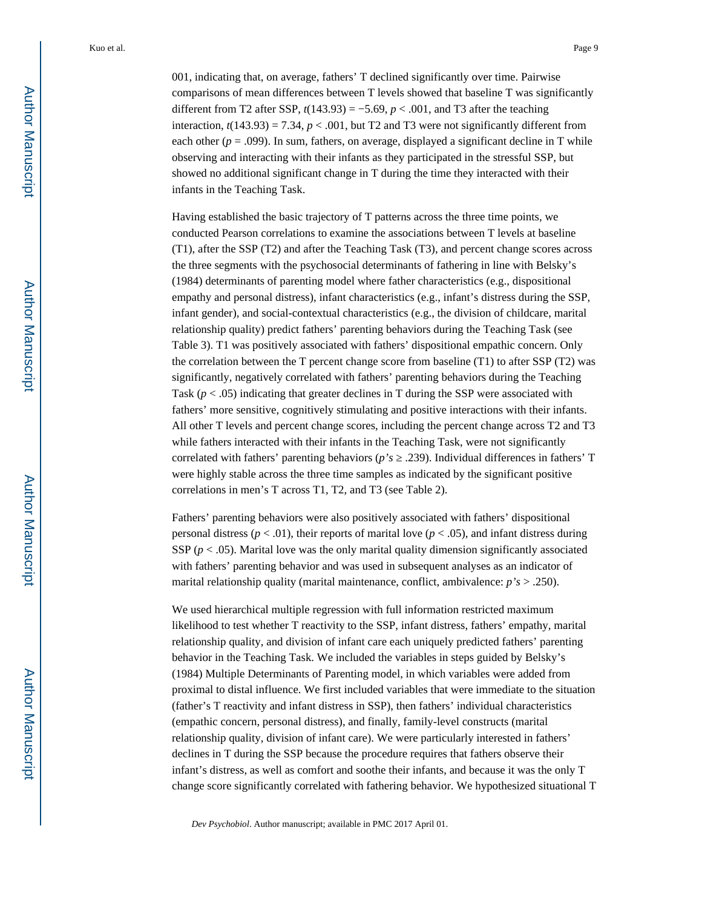001, indicating that, on average, fathers' T declined significantly over time. Pairwise comparisons of mean differences between T levels showed that baseline T was significantly different from T2 after SSP, $t(143.93) = -5.69$, $p < .001$, and T3 after the teaching interaction, $t(143.93) = 7.34$, $p < .001$, but T2 and T3 were not significantly different from each other ($p = .099$). In sum, fathers, on average, displayed a significant decline in T while observing and interacting with their infants as they participated in the stressful SSP, but showed no additional significant change in T during the time they interacted with their infants in the Teaching Task.

Having established the basic trajectory of T patterns across the three time points, we conducted Pearson correlations to examine the associations between T levels at baseline (T1), after the SSP (T2) and after the Teaching Task (T3), and percent change scores across the three segments with the psychosocial determinants of fathering in line with Belsky's (1984) determinants of parenting model where father characteristics (e.g., dispositional empathy and personal distress), infant characteristics (e.g., infant's distress during the SSP, infant gender), and social-contextual characteristics (e.g., the division of childcare, marital relationship quality) predict fathers' parenting behaviors during the Teaching Task (see Table 3). T1 was positively associated with fathers' dispositional empathic concern. Only the correlation between the T percent change score from baseline (T1) to after SSP (T2) was significantly, negatively correlated with fathers' parenting behaviors during the Teaching Task ($p < .05$) indicating that greater declines in T during the SSP were associated with fathers' more sensitive, cognitively stimulating and positive interactions with their infants. All other T levels and percent change scores, including the percent change across T2 and T3 while fathers interacted with their infants in the Teaching Task, were not significantly correlated with fathers' parenting behaviors (*p's* ≥ .239). Individual differences in fathers' T were highly stable across the three time samples as indicated by the significant positive correlations in men's T across T1, T2, and T3 (see Table 2).

Fathers' parenting behaviors were also positively associated with fathers' dispositional personal distress ($p < .01$), their reports of marital love ($p < .05$), and infant distress during SSP ($p < .05$). Marital love was the only marital quality dimension significantly associated with fathers' parenting behavior and was used in subsequent analyses as an indicator of marital relationship quality (marital maintenance, conflict, ambivalence: *p's* > .250).

We used hierarchical multiple regression with full information restricted maximum likelihood to test whether T reactivity to the SSP, infant distress, fathers' empathy, marital relationship quality, and division of infant care each uniquely predicted fathers' parenting behavior in the Teaching Task. We included the variables in steps guided by Belsky's (1984) Multiple Determinants of Parenting model, in which variables were added from proximal to distal influence. We first included variables that were immediate to the situation (father's T reactivity and infant distress in SSP), then fathers' individual characteristics (empathic concern, personal distress), and finally, family-level constructs (marital relationship quality, division of infant care). We were particularly interested in fathers' declines in T during the SSP because the procedure requires that fathers observe their infant's distress, as well as comfort and soothe their infants, and because it was the only T change score significantly correlated with fathering behavior. We hypothesized situational T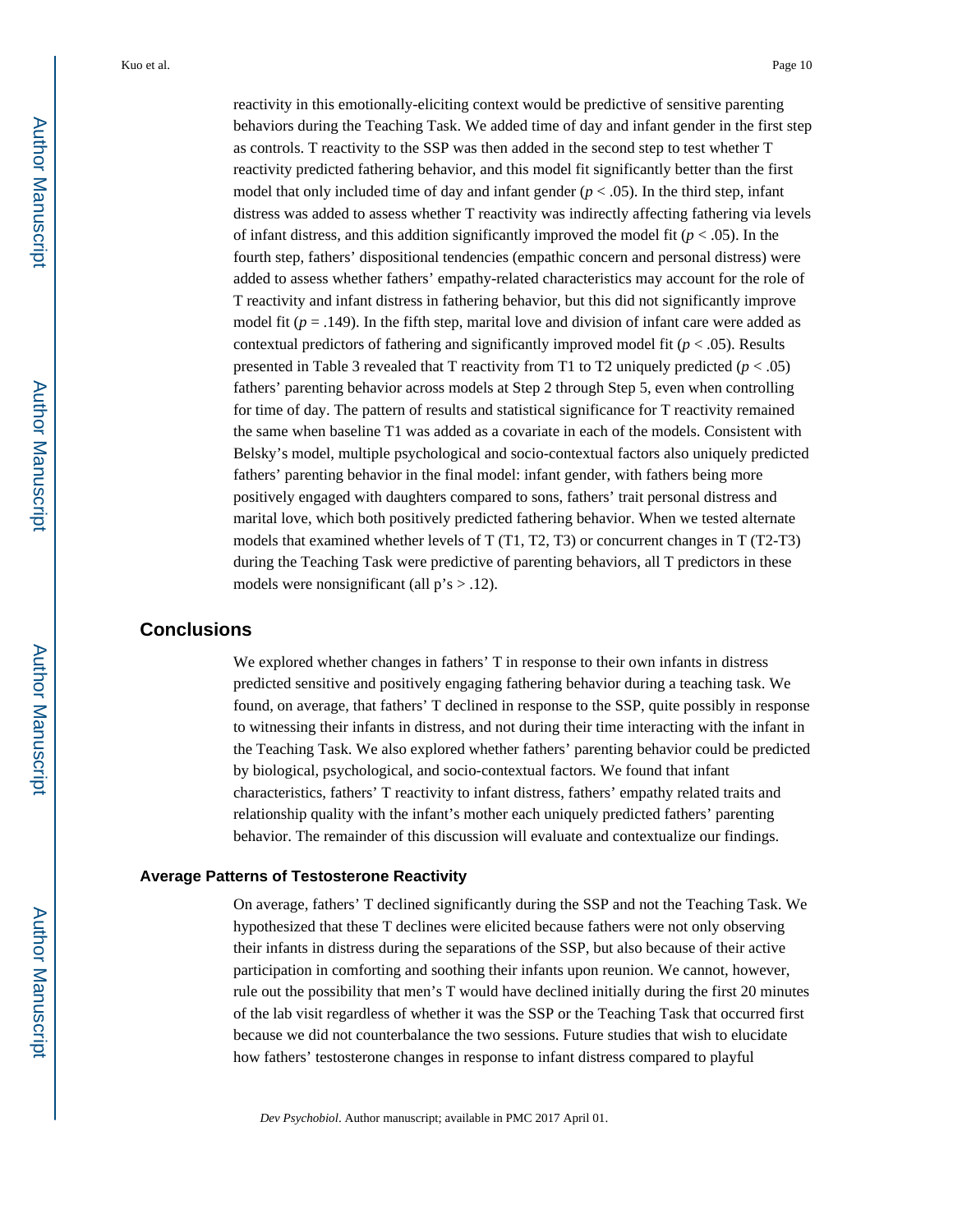reactivity in this emotionally-eliciting context would be predictive of sensitive parenting behaviors during the Teaching Task. We added time of day and infant gender in the first step as controls. T reactivity to the SSP was then added in the second step to test whether T reactivity predicted fathering behavior, and this model fit significantly better than the first model that only included time of day and infant gender ($p < .05$). In the third step, infant distress was added to assess whether T reactivity was indirectly affecting fathering via levels of infant distress, and this addition significantly improved the model fit ($p < .05$). In the fourth step, fathers' dispositional tendencies (empathic concern and personal distress) were added to assess whether fathers' empathy-related characteristics may account for the role of T reactivity and infant distress in fathering behavior, but this did not significantly improve model fit ($p = .149$). In the fifth step, marital love and division of infant care were added as contextual predictors of fathering and significantly improved model fit ($p < .05$). Results presented in Table 3 revealed that T reactivity from T1 to T2 uniquely predicted ($p < .05$) fathers' parenting behavior across models at Step 2 through Step 5, even when controlling for time of day. The pattern of results and statistical significance for T reactivity remained the same when baseline T1 was added as a covariate in each of the models. Consistent with Belsky's model, multiple psychological and socio-contextual factors also uniquely predicted fathers' parenting behavior in the final model: infant gender, with fathers being more positively engaged with daughters compared to sons, fathers' trait personal distress and marital love, which both positively predicted fathering behavior. When we tested alternate models that examined whether levels of T (T1, T2, T3) or concurrent changes in T (T2-T3) during the Teaching Task were predictive of parenting behaviors, all T predictors in these models were nonsignificant (all p's > .12).

## Conclusions

We explored whether changes in fathers' T in response to their own infants in distress predicted sensitive and positively engaging fathering behavior during a teaching task. We found, on average, that fathers' T declined in response to the SSP, quite possibly in response to witnessing their infants in distress, and not during their time interacting with the infant in the Teaching Task. We also explored whether fathers' parenting behavior could be predicted by biological, psychological, and socio-contextual factors. We found that infant characteristics, fathers' T reactivity to infant distress, fathers' empathy related traits and relationship quality with the infant's mother each uniquely predicted fathers' parenting behavior. The remainder of this discussion will evaluate and contextualize our findings.

### Average Patterns of Testosterone Reactivity

On average, fathers' T declined significantly during the SSP and not the Teaching Task. We hypothesized that these T declines were elicited because fathers were not only observing their infants in distress during the separations of the SSP, but also because of their active participation in comforting and soothing their infants upon reunion. We cannot, however, rule out the possibility that men's T would have declined initially during the first 20 minutes of the lab visit regardless of whether it was the SSP or the Teaching Task that occurred first because we did not counterbalance the two sessions. Future studies that wish to elucidate how fathers' testosterone changes in response to infant distress compared to playful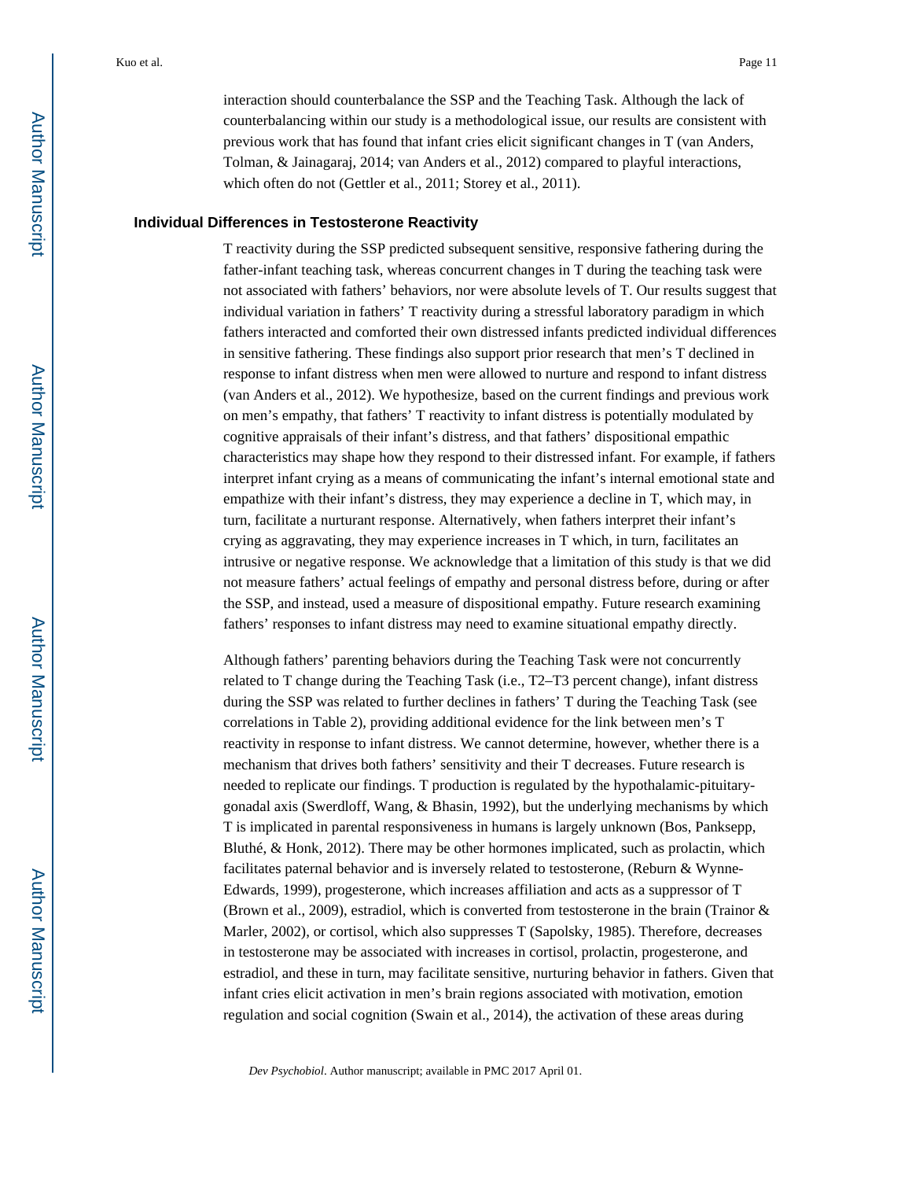interaction should counterbalance the SSP and the Teaching Task. Although the lack of counterbalancing within our study is a methodological issue, our results are consistent with previous work that has found that infant cries elicit significant changes in T (van Anders, Tolman, & Jainagaraj, 2014; van Anders et al., 2012) compared to playful interactions, which often do not (Gettler et al., 2011; Storey et al., 2011).

### Individual Differences in Testosterone Reactivity

T reactivity during the SSP predicted subsequent sensitive, responsive fathering during the father-infant teaching task, whereas concurrent changes in T during the teaching task were not associated with fathers' behaviors, nor were absolute levels of T. Our results suggest that individual variation in fathers' T reactivity during a stressful laboratory paradigm in which fathers interacted and comforted their own distressed infants predicted individual differences in sensitive fathering. These findings also support prior research that men's T declined in response to infant distress when men were allowed to nurture and respond to infant distress (van Anders et al., 2012). We hypothesize, based on the current findings and previous work on men's empathy, that fathers' T reactivity to infant distress is potentially modulated by cognitive appraisals of their infant's distress, and that fathers' dispositional empathic characteristics may shape how they respond to their distressed infant. For example, if fathers interpret infant crying as a means of communicating the infant's internal emotional state and empathize with their infant's distress, they may experience a decline in T, which may, in turn, facilitate a nurturant response. Alternatively, when fathers interpret their infant's crying as aggravating, they may experience increases in T which, in turn, facilitates an intrusive or negative response. We acknowledge that a limitation of this study is that we did not measure fathers' actual feelings of empathy and personal distress before, during or after the SSP, and instead, used a measure of dispositional empathy. Future research examining fathers' responses to infant distress may need to examine situational empathy directly.

Although fathers' parenting behaviors during the Teaching Task were not concurrently related to T change during the Teaching Task (i.e., T2–T3 percent change), infant distress during the SSP was related to further declines in fathers' T during the Teaching Task (see correlations in Table 2), providing additional evidence for the link between men's T reactivity in response to infant distress. We cannot determine, however, whether there is a mechanism that drives both fathers' sensitivity and their T decreases. Future research is needed to replicate our findings. T production is regulated by the hypothalamic-pituitary-gonadal axis (Swerdloff, Wang, & Bhasin, 1992), but the underlying mechanisms by which T is implicated in parental responsiveness in humans is largely unknown (Bos, Panksepp, Bluthé, & Honk, 2012). There may be other hormones implicated, such as prolactin, which facilitates paternal behavior and is inversely related to testosterone, (Reburn & Wynne-Edwards, 1999), progesterone, which increases affiliation and acts as a suppressor of T (Brown et al., 2009), estradiol, which is converted from testosterone in the brain (Trainor & Marler, 2002), or cortisol, which also suppresses T (Sapolsky, 1985). Therefore, decreases in testosterone may be associated with increases in cortisol, prolactin, progesterone, and estradiol, and these in turn, may facilitate sensitive, nurturing behavior in fathers. Given that infant cries elicit activation in men's brain regions associated with motivation, emotion regulation and social cognition (Swain et al., 2014), the activation of these areas during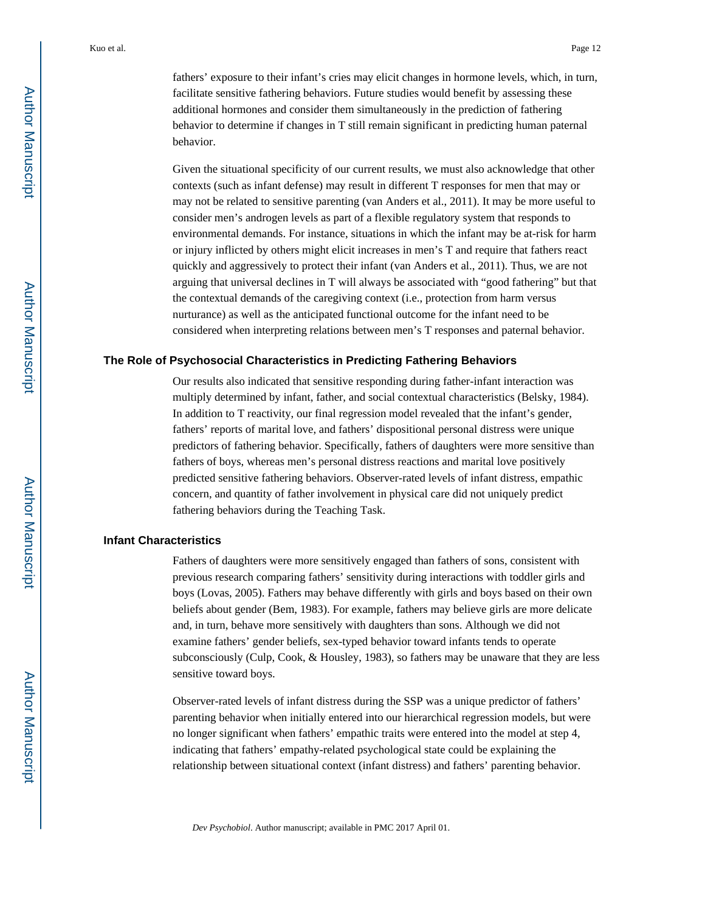fathers' exposure to their infant's cries may elicit changes in hormone levels, which, in turn, facilitate sensitive fathering behaviors. Future studies would benefit by assessing these additional hormones and consider them simultaneously in the prediction of fathering behavior to determine if changes in T still remain significant in predicting human paternal behavior.

Given the situational specificity of our current results, we must also acknowledge that other contexts (such as infant defense) may result in different T responses for men that may or may not be related to sensitive parenting (van Anders et al., 2011). It may be more useful to consider men's androgen levels as part of a flexible regulatory system that responds to environmental demands. For instance, situations in which the infant may be at-risk for harm or injury inflicted by others might elicit increases in men's T and require that fathers react quickly and aggressively to protect their infant (van Anders et al., 2011). Thus, we are not arguing that universal declines in T will always be associated with "good fathering" but that the contextual demands of the caregiving context (i.e., protection from harm versus nurturance) as well as the anticipated functional outcome for the infant need to be considered when interpreting relations between men's T responses and paternal behavior.

## The Role of Psychosocial Characteristics in Predicting Fathering Behaviors

Our results also indicated that sensitive responding during father-infant interaction was multiply determined by infant, father, and social contextual characteristics (Belsky, 1984). In addition to T reactivity, our final regression model revealed that the infant's gender, fathers' reports of marital love, and fathers' dispositional personal distress were unique predictors of fathering behavior. Specifically, fathers of daughters were more sensitive than fathers of boys, whereas men's personal distress reactions and marital love positively predicted sensitive fathering behaviors. Observer-rated levels of infant distress, empathic concern, and quantity of father involvement in physical care did not uniquely predict fathering behaviors during the Teaching Task.

## Infant Characteristics

Fathers of daughters were more sensitively engaged than fathers of sons, consistent with previous research comparing fathers' sensitivity during interactions with toddler girls and boys (Lovas, 2005). Fathers may behave differently with girls and boys based on their own beliefs about gender (Bem, 1983). For example, fathers may believe girls are more delicate and, in turn, behave more sensitively with daughters than sons. Although we did not examine fathers' gender beliefs, sex-typed behavior toward infants tends to operate subconsciously (Culp, Cook, & Housley, 1983), so fathers may be unaware that they are less sensitive toward boys.

Observer-rated levels of infant distress during the SSP was a unique predictor of fathers' parenting behavior when initially entered into our hierarchical regression models, but were no longer significant when fathers' empathic traits were entered into the model at step 4, indicating that fathers' empathy-related psychological state could be explaining the relationship between situational context (infant distress) and fathers' parenting behavior.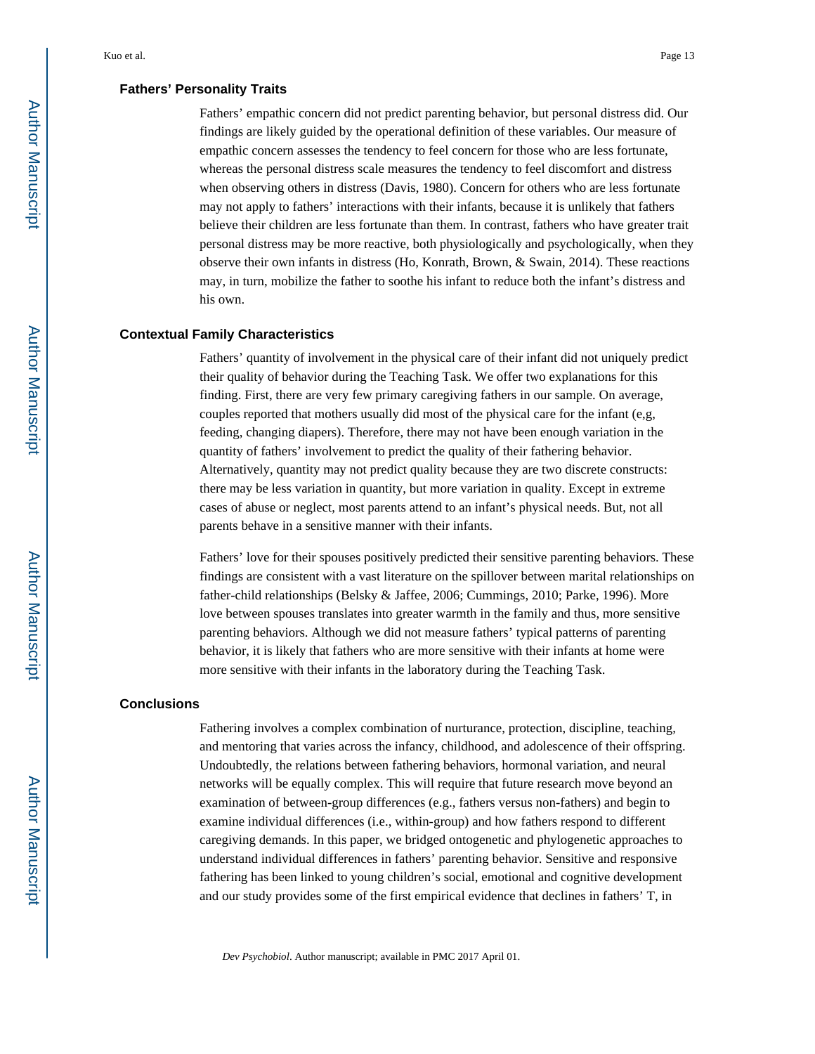### Fathers' Personality Traits

Fathers' empathic concern did not predict parenting behavior, but personal distress did. Our findings are likely guided by the operational definition of these variables. Our measure of empathic concern assesses the tendency to feel concern for those who are less fortunate, whereas the personal distress scale measures the tendency to feel discomfort and distress when observing others in distress (Davis, 1980). Concern for others who are less fortunate may not apply to fathers' interactions with their infants, because it is unlikely that fathers believe their children are less fortunate than them. In contrast, fathers who have greater trait personal distress may be more reactive, both physiologically and psychologically, when they observe their own infants in distress (Ho, Konrath, Brown, & Swain, 2014). These reactions may, in turn, mobilize the father to soothe his infant to reduce both the infant's distress and his own.

### Contextual Family Characteristics

Fathers' quantity of involvement in the physical care of their infant did not uniquely predict their quality of behavior during the Teaching Task. We offer two explanations for this finding. First, there are very few primary caregiving fathers in our sample. On average, couples reported that mothers usually did most of the physical care for the infant (e,g, feeding, changing diapers). Therefore, there may not have been enough variation in the quantity of fathers' involvement to predict the quality of their fathering behavior. Alternatively, quantity may not predict quality because they are two discrete constructs: there may be less variation in quantity, but more variation in quality. Except in extreme cases of abuse or neglect, most parents attend to an infant's physical needs. But, not all parents behave in a sensitive manner with their infants.

Fathers' love for their spouses positively predicted their sensitive parenting behaviors. These findings are consistent with a vast literature on the spillover between marital relationships on father-child relationships (Belsky & Jaffee, 2006; Cummings, 2010; Parke, 1996). More love between spouses translates into greater warmth in the family and thus, more sensitive parenting behaviors. Although we did not measure fathers' typical patterns of parenting behavior, it is likely that fathers who are more sensitive with their infants at home were more sensitive with their infants in the laboratory during the Teaching Task.

### Conclusions

Fathering involves a complex combination of nurturance, protection, discipline, teaching, and mentoring that varies across the infancy, childhood, and adolescence of their offspring. Undoubtedly, the relations between fathering behaviors, hormonal variation, and neural networks will be equally complex. This will require that future research move beyond an examination of between-group differences (e.g., fathers versus non-fathers) and begin to examine individual differences (i.e., within-group) and how fathers respond to different caregiving demands. In this paper, we bridged ontogenetic and phylogenetic approaches to understand individual differences in fathers' parenting behavior. Sensitive and responsive fathering has been linked to young children's social, emotional and cognitive development and our study provides some of the first empirical evidence that declines in fathers' T, in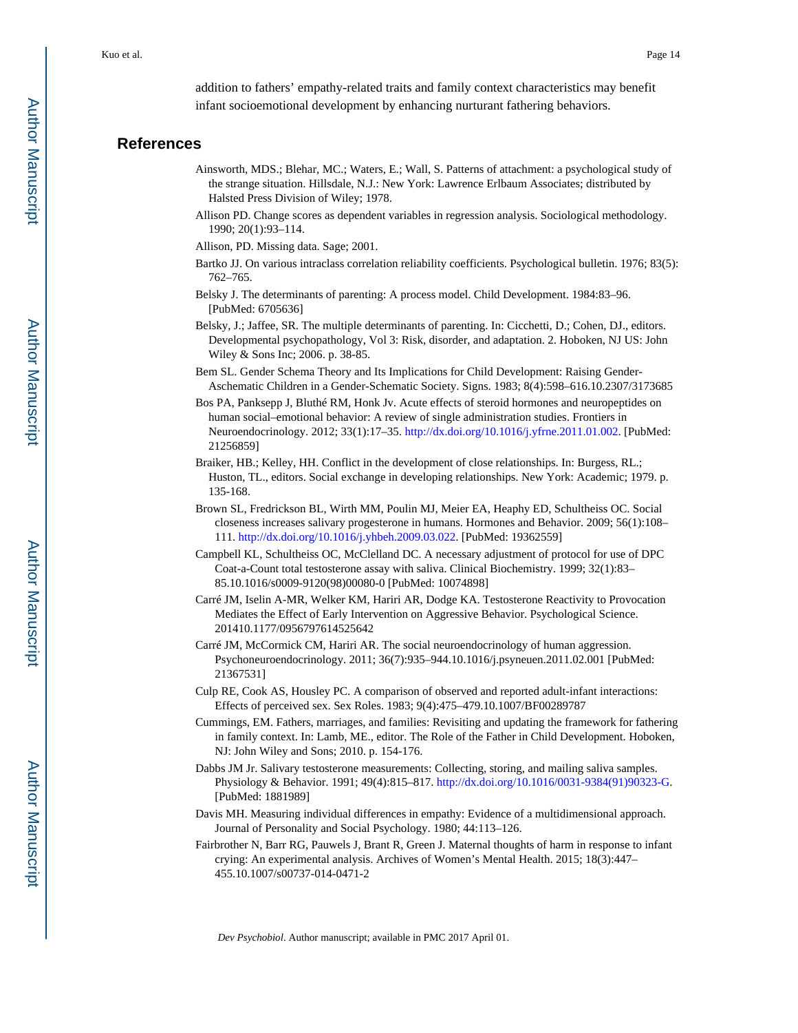addition to fathers' empathy-related traits and family context characteristics may benefit infant socioemotional development by enhancing nurturant fathering behaviors.

## References

Ainsworth, MDS.; Blehar, MC.; Waters, E.; Wall, S. Patterns of attachment: a psychological study of the strange situation. Hillsdale, N.J.: New York: Lawrence Erlbaum Associates; distributed by Halsted Press Division of Wiley; 1978.

Allison PD. Change scores as dependent variables in regression analysis. Sociological methodology. 1990; 20(1):93–114.

Allison, PD. Missing data. Sage; 2001.

Bartko JJ. On various intraclass correlation reliability coefficients. Psychological bulletin. 1976; 83(5): 762–765.

Belsky J. The determinants of parenting: A process model. Child Development. 1984:83–96. [PubMed: 6705636]

Belsky, J.; Jaffee, SR. The multiple determinants of parenting. In: Cicchetti, D.; Cohen, DJ., editors. Developmental psychopathology, Vol 3: Risk, disorder, and adaptation. 2. Hoboken, NJ US: John Wiley & Sons Inc; 2006. p. 38-85.

Bem SL. Gender Schema Theory and Its Implications for Child Development: Raising Gender-Aschematic Children in a Gender-Schematic Society. Signs. 1983; 8(4):598–616.10.2307/3173685

Bos PA, Panksepp J, Bluthé RM, Honk Jv. Acute effects of steroid hormones and neuropeptides on human social–emotional behavior: A review of single administration studies. Frontiers in Neuroendocrinology. 2012; 33(1):17–35. http://dx.doi.org/10.1016/j.yfrne.2011.01.002. [PubMed: 21256859]

Braiker, HB.; Kelley, HH. Conflict in the development of close relationships. In: Burgess, RL.; Huston, TL., editors. Social exchange in developing relationships. New York: Academic; 1979. p. 135-168.

Brown SL, Fredrickson BL, Wirth MM, Poulin MJ, Meier EA, Heaphy ED, Schultheiss OC. Social closeness increases salivary progesterone in humans. Hormones and Behavior. 2009; 56(1):108–111. http://dx.doi.org/10.1016/j.yhbeh.2009.03.022. [PubMed: 19362559]

Campbell KL, Schultheiss OC, McClelland DC. A necessary adjustment of protocol for use of DPC Coat-a-Count total testosterone assay with saliva. Clinical Biochemistry. 1999; 32(1):83–85.10.1016/s0009-9120(98)00080-0 [PubMed: 10074898]

Carré JM, Iselin A-MR, Welker KM, Hariri AR, Dodge KA. Testosterone Reactivity to Provocation Mediates the Effect of Early Intervention on Aggressive Behavior. Psychological Science. 201410.1177/0956797614525642

Carré JM, McCormick CM, Hariri AR. The social neuroendocrinology of human aggression. Psychoneuroendocrinology. 2011; 36(7):935–944.10.1016/j.psyneuen.2011.02.001 [PubMed: 21367531]

Culp RE, Cook AS, Housley PC. A comparison of observed and reported adult-infant interactions: Effects of perceived sex. Sex Roles. 1983; 9(4):475–479.10.1007/BF00289787

Cummings, EM. Fathers, marriages, and families: Revisiting and updating the framework for fathering in family context. In: Lamb, ME., editor. The Role of the Father in Child Development. Hoboken, NJ: John Wiley and Sons; 2010. p. 154-176.

Dabbs JM Jr. Salivary testosterone measurements: Collecting, storing, and mailing saliva samples. Physiology & Behavior. 1991; 49(4):815–817. http://dx.doi.org/10.1016/0031-9384(91)90323-G. [PubMed: 1881989]

Davis MH. Measuring individual differences in empathy: Evidence of a multidimensional approach. Journal of Personality and Social Psychology. 1980; 44:113–126.

Fairbrother N, Barr RG, Pauwels J, Brant R, Green J. Maternal thoughts of harm in response to infant crying: An experimental analysis. Archives of Women's Mental Health. 2015; 18(3):447–455.10.1007/s00737-014-0471-2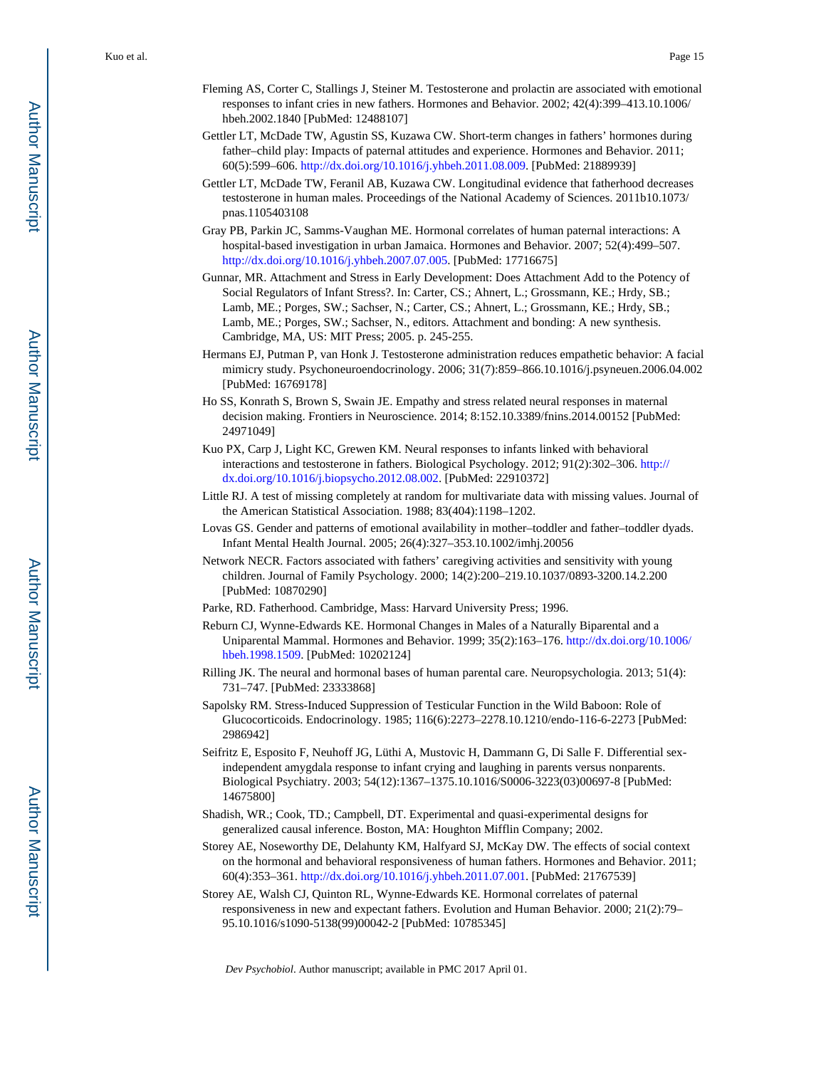Fleming AS, Corter C, Stallings J, Steiner M. Testosterone and prolactin are associated with emotional responses to infant cries in new fathers. Hormones and Behavior. 2002; 42(4):399–413.10.1006/hbeh.2002.1840 [PubMed: 12488107]

Gettler LT, McDade TW, Agustin SS, Kuzawa CW. Short-term changes in fathers' hormones during father–child play: Impacts of paternal attitudes and experience. Hormones and Behavior. 2011; 60(5):599–606. http://dx.doi.org/10.1016/j.yhbeh.2011.08.009. [PubMed: 21889939]

Gettler LT, McDade TW, Feranil AB, Kuzawa CW. Longitudinal evidence that fatherhood decreases testosterone in human males. Proceedings of the National Academy of Sciences. 2011b10.1073/pnas.1105403108

Gray PB, Parkin JC, Samms-Vaughan ME. Hormonal correlates of human paternal interactions: A hospital-based investigation in urban Jamaica. Hormones and Behavior. 2007; 52(4):499–507. http://dx.doi.org/10.1016/j.yhbeh.2007.07.005. [PubMed: 17716675]

Gunnar, MR. Attachment and Stress in Early Development: Does Attachment Add to the Potency of Social Regulators of Infant Stress?. In: Carter, CS.; Ahnert, L.; Grossmann, KE.; Hrdy, SB.; Lamb, ME.; Porges, SW.; Sachser, N.; Carter, CS.; Ahnert, L.; Grossmann, KE.; Hrdy, SB.; Lamb, ME.; Porges, SW.; Sachser, N., editors. Attachment and bonding: A new synthesis. Cambridge, MA, US: MIT Press; 2005. p. 245-255.

Hermans EJ, Putman P, van Honk J. Testosterone administration reduces empathetic behavior: A facial mimicry study. Psychoneuroendocrinology. 2006; 31(7):859–866.10.1016/j.psyneuen.2006.04.002 [PubMed: 16769178]

Ho SS, Konrath S, Brown S, Swain JE. Empathy and stress related neural responses in maternal decision making. Frontiers in Neuroscience. 2014; 8:152.10.3389/fnins.2014.00152 [PubMed: 24971049]

Kuo PX, Carp J, Light KC, Grewen KM. Neural responses to infants linked with behavioral interactions and testosterone in fathers. Biological Psychology. 2012; 91(2):302–306. http://dx.doi.org/10.1016/j.biopsycho.2012.08.002. [PubMed: 22910372]

Little RJ. A test of missing completely at random for multivariate data with missing values. Journal of the American Statistical Association. 1988; 83(404):1198–1202.

Lovas GS. Gender and patterns of emotional availability in mother–toddler and father–toddler dyads. Infant Mental Health Journal. 2005; 26(4):327–353.10.1002/imhj.20056

Network NECR. Factors associated with fathers' caregiving activities and sensitivity with young children. Journal of Family Psychology. 2000; 14(2):200–219.10.1037/0893-3200.14.2.200 [PubMed: 10870290]

Parke, RD. Fatherhood. Cambridge, Mass: Harvard University Press; 1996.

Reburn CJ, Wynne-Edwards KE. Hormonal Changes in Males of a Naturally Biparental and a Uniparental Mammal. Hormones and Behavior. 1999; 35(2):163–176. http://dx.doi.org/10.1006/hbeh.1998.1509. [PubMed: 10202124]

Rilling JK. The neural and hormonal bases of human parental care. Neuropsychologia. 2013; 51(4):731–747. [PubMed: 23333868]

Sapolsky RM. Stress-Induced Suppression of Testicular Function in the Wild Baboon: Role of Glucocorticoids. Endocrinology. 1985; 116(6):2273–2278.10.1210/endo-116-6-2273 [PubMed: 2986942]

Seifritz E, Esposito F, Neuhoff JG, Lüthi A, Mustovic H, Dammann G, Di Salle F. Differential sex-independent amygdala response to infant crying and laughing in parents versus nonparents. Biological Psychiatry. 2003; 54(12):1367–1375.10.1016/S0006-3223(03)00697-8 [PubMed: 14675800]

Shadish, WR.; Cook, TD.; Campbell, DT. Experimental and quasi-experimental designs for generalized causal inference. Boston, MA: Houghton Mifflin Company; 2002.

Storey AE, Noseworthy DE, Delahunty KM, Halfyard SJ, McKay DW. The effects of social context on the hormonal and behavioral responsiveness of human fathers. Hormones and Behavior. 2011; 60(4):353–361. http://dx.doi.org/10.1016/j.yhbeh.2011.07.001. [PubMed: 21767539]

Storey AE, Walsh CJ, Quinton RL, Wynne-Edwards KE. Hormonal correlates of paternal responsiveness in new and expectant fathers. Evolution and Human Behavior. 2000; 21(2):79–95.10.1016/s1090-5138(99)00042-2 [PubMed: 10785345]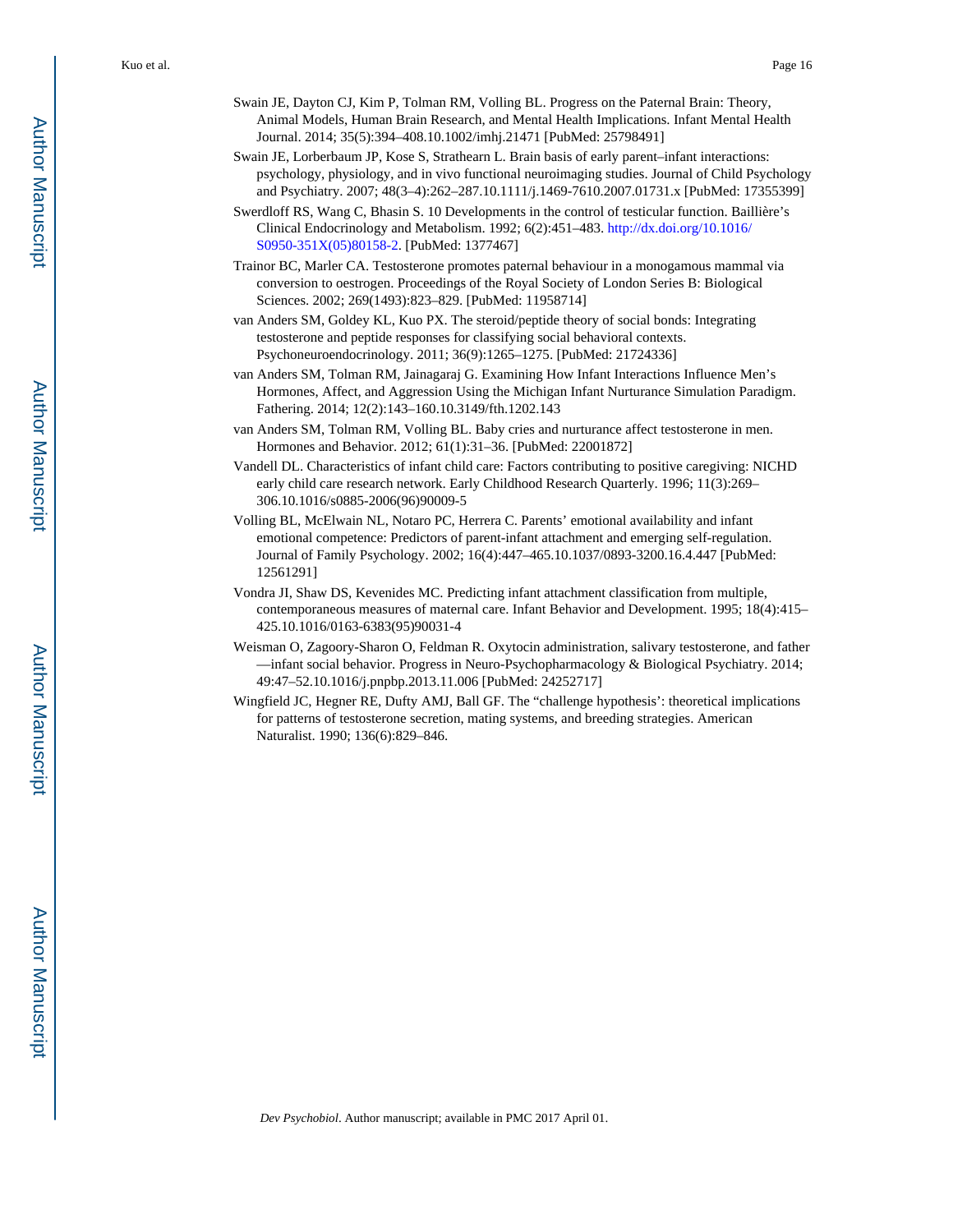Swain JE, Dayton CJ, Kim P, Tolman RM, Volling BL. Progress on the Paternal Brain: Theory, Animal Models, Human Brain Research, and Mental Health Implications. Infant Mental Health Journal. 2014; 35(5):394–408.10.1002/imhj.21471 [PubMed: 25798491]

Swain JE, Lorberbaum JP, Kose S, Strathearn L. Brain basis of early parent–infant interactions: psychology, physiology, and in vivo functional neuroimaging studies. Journal of Child Psychology and Psychiatry. 2007; 48(3–4):262–287.10.1111/j.1469-7610.2007.01731.x [PubMed: 17355399]

Swerdloff RS, Wang C, Bhasin S. 10 Developments in the control of testicular function. Baillière's Clinical Endocrinology and Metabolism. 1992; 6(2):451–483. http://dx.doi.org/10.1016/S0950-351X(05)80158-2. [PubMed: 1377467]

Trainor BC, Marler CA. Testosterone promotes paternal behaviour in a monogamous mammal via conversion to oestrogen. Proceedings of the Royal Society of London Series B: Biological Sciences. 2002; 269(1493):823–829. [PubMed: 11958714]

van Anders SM, Goldey KL, Kuo PX. The steroid/peptide theory of social bonds: Integrating testosterone and peptide responses for classifying social behavioral contexts. Psychoneuroendocrinology. 2011; 36(9):1265–1275. [PubMed: 21724336]

van Anders SM, Tolman RM, Jainagaraj G. Examining How Infant Interactions Influence Men's Hormones, Affect, and Aggression Using the Michigan Infant Nurturance Simulation Paradigm. Fathering. 2014; 12(2):143–160.10.3149/fth.1202.143

van Anders SM, Tolman RM, Volling BL. Baby cries and nurturance affect testosterone in men. Hormones and Behavior. 2012; 61(1):31–36. [PubMed: 22001872]

Vandell DL. Characteristics of infant child care: Factors contributing to positive caregiving: NICHD early child care research network. Early Childhood Research Quarterly. 1996; 11(3):269–306.10.1016/s0885-2006(96)90009-5

Volling BL, McElwain NL, Notaro PC, Herrera C. Parents' emotional availability and infant emotional competence: Predictors of parent-infant attachment and emerging self-regulation. Journal of Family Psychology. 2002; 16(4):447–465.10.1037/0893-3200.16.4.447 [PubMed: 12561291]

Vondra JI, Shaw DS, Kevenides MC. Predicting infant attachment classification from multiple, contemporaneous measures of maternal care. Infant Behavior and Development. 1995; 18(4):415–425.10.1016/0163-6383(95)90031-4

Weisman O, Zagoory-Sharon O, Feldman R. Oxytocin administration, salivary testosterone, and father—infant social behavior. Progress in Neuro-Psychopharmacology & Biological Psychiatry. 2014; 49:47–52.10.1016/j.pnpbp.2013.11.006 [PubMed: 24252717]

Wingfield JC, Hegner RE, Dufty AMJ, Ball GF. The "challenge hypothesis': theoretical implications for patterns of testosterone secretion, mating systems, and breeding strategies. American Naturalist. 1990; 136(6):829–846.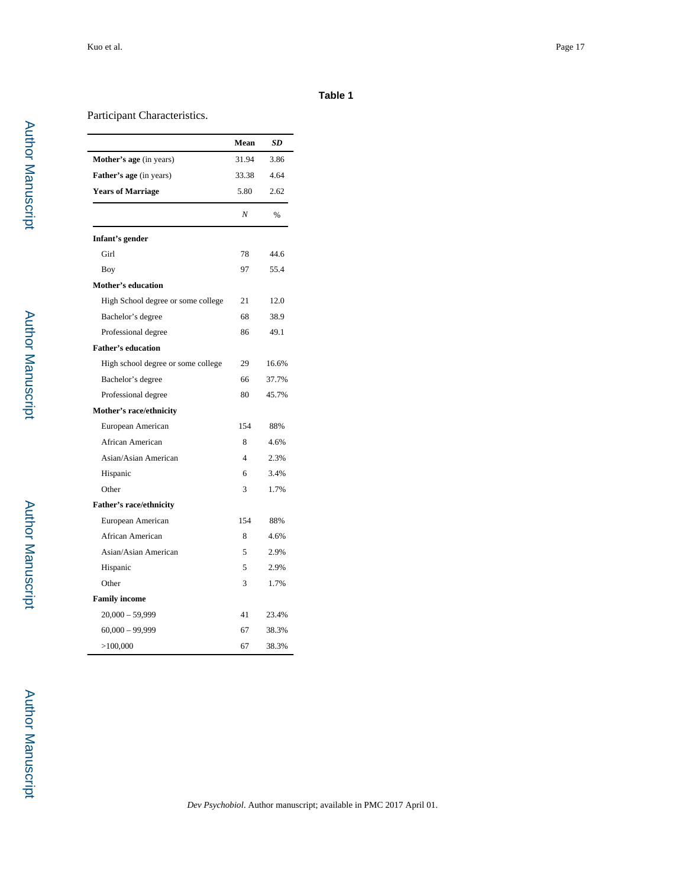**Table 1**

Participant Characteristics.

| | Mean | *SD* |
|---|---|---|
| **Mother's age** (in years) | 31.94 | 3.86 |
| **Father's age** (in years) | 33.38 | 4.64 |
| **Years of Marriage** | 5.80 | 2.62 |
| | ***N*** | **%** |
| **Infant's gender** | | |
| Girl | 78 | 44.6 |
| Boy | 97 | 55.4 |
| **Mother's education** | | |
| High School degree or some college | 21 | 12.0 |
| Bachelor's degree | 68 | 38.9 |
| Professional degree | 86 | 49.1 |
| **Father's education** | | |
| High school degree or some college | 29 | 16.6% |
| Bachelor's degree | 66 | 37.7% |
| Professional degree | 80 | 45.7% |
| **Mother's race/ethnicity** | | |
| European American | 154 | 88% |
| African American | 8 | 4.6% |
| Asian/Asian American | 4 | 2.3% |
| Hispanic | 6 | 3.4% |
| Other | 3 | 1.7% |
| **Father's race/ethnicity** | | |
| European American | 154 | 88% |
| African American | 8 | 4.6% |
| Asian/Asian American | 5 | 2.9% |
| Hispanic | 5 | 2.9% |
| Other | 3 | 1.7% |
| **Family income** | | |
| 20,000 – 59,999 | 41 | 23.4% |
| 60,000 – 99,999 | 67 | 38.3% |
| >100,000 | 67 | 38.3% |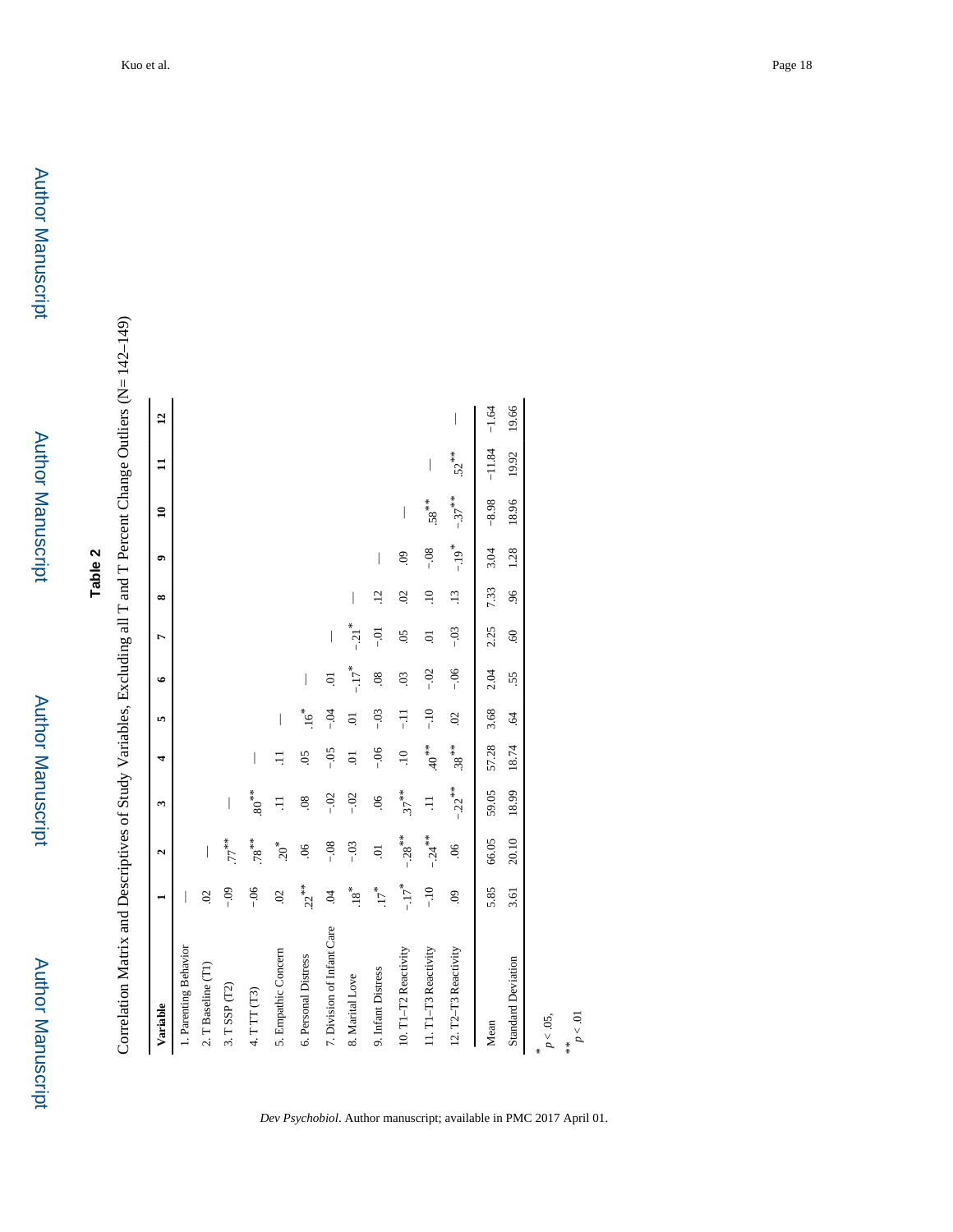## Table 2

Correlation Matrix and Descriptives of Study Variables, Excluding all T and T Percent Change Outliers (N= 142–149)

| Variable | 1 | 2 | 3 | 4 | 5 | 6 | 7 | 8 | 9 | 10 | 11 | 12 |
|---|---|---|---|---|---|---|---|---|---|---|---|---|
| 1. Parenting Behavior | — | | | | | | | | | | | |
| 2. T Baseline (T1) | .02 | — | | | | | | | | | | |
| 3. T SSP (T2) | −.09 | .77** | — | | | | | | | | | |
| 4. T TT (T3) | −.06 | .78** | .80** | — | | | | | | | | |
| 5. Empathic Concern | .02 | .20* | .11 | .11 | — | | | | | | | |
| 6. Personal Distress | .22** | .06 | .08 | .05 | .16* | — | | | | | | |
| 7. Division of Infant Care | .04 | −.08 | −.02 | −.05 | −.04 | .01 | — | | | | | |
| 8. Marital Love | .18* | −.03 | −.02 | .01 | .01 | −.17* | −.21* | — | | | | |
| 9. Infant Distress | .17* | .01 | .06 | −.06 | −.03 | .08 | −.01 | .12 | — | | | |
| 10. T1–T2 Reactivity | −.17* | −.28** | .37** | .10 | −.11 | .03 | .05 | .02 | .09 | — | | |
| 11. T1–T3 Reactivity | −.10 | −.24** | .11 | .40** | −.10 | −.02 | .01 | .10 | −.08 | .58** | — | |
| 12. T2–T3 Reactivity | .09 | .06 | −.22** | .38** | .02 | −.06 | −.03 | .13 | −.19* | −.37** | .52** | — |
| Mean | 5.85 | 66.05 | 59.05 | 57.28 | 3.68 | 2.04 | 2.25 | 7.33 | 3.04 | −8.98 | −11.84 | −1.64 |
| Standard Deviation | 3.61 | 20.10 | 18.99 | 18.74 | .64 | .55 | .60 | .96 | 1.28 | 18.96 | 19.92 | 19.66 |

\* $p < .05$,

\*\* $p < .01$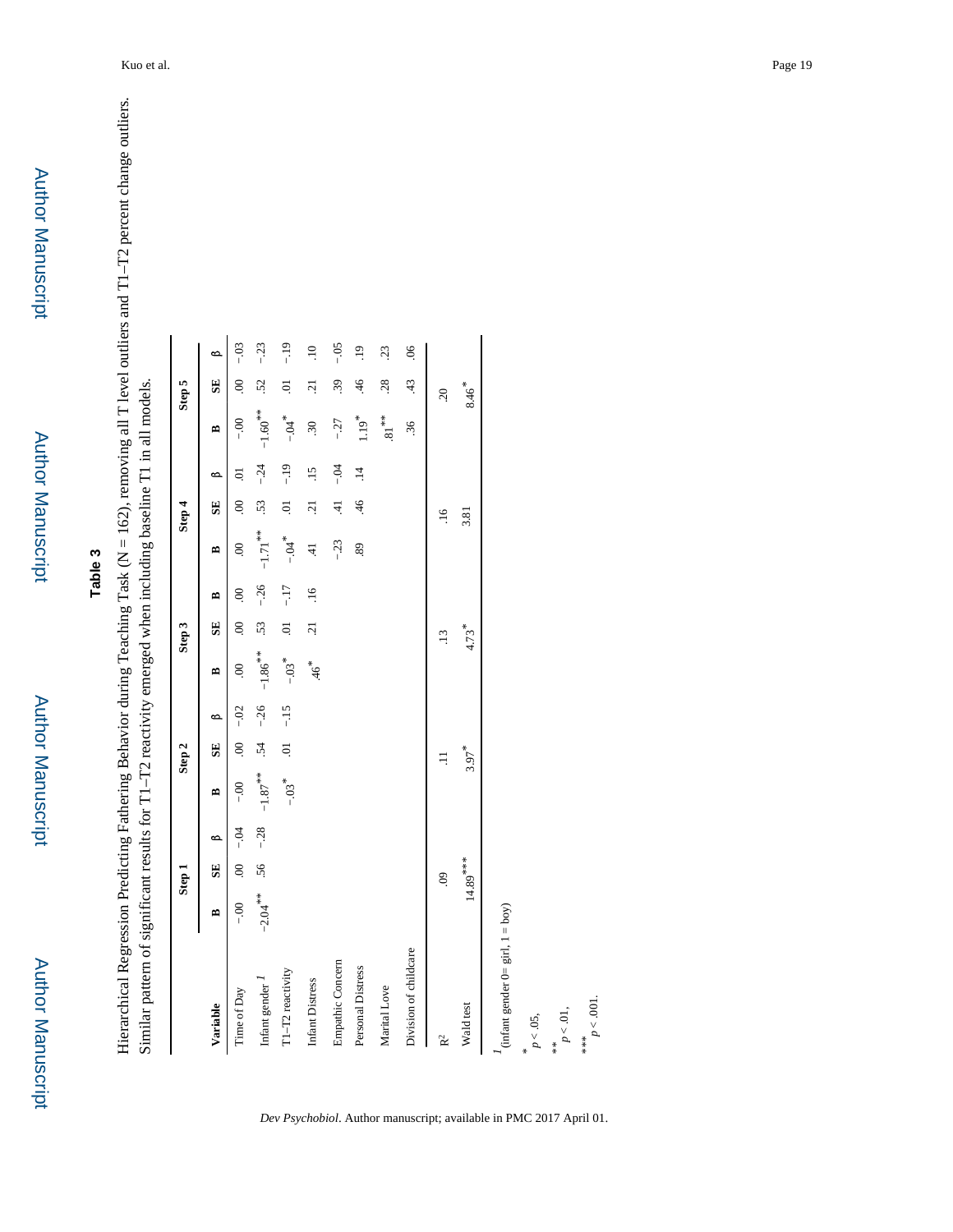**Table 3**

Hierarchical Regression Predicting Fathering Behavior during Teaching Task (N = 162), removing all T level outliers and T1–T2 percent change outliers. Similar pattern of significant results for T1–T2 reactivity emerged when including baseline T1 in all models.

| | Step 1 | | | Step 2 | | | Step 3 | | | Step 4 | | | Step 5 | | |
|---|---|---|---|---|---|---|---|---|---|---|---|---|---|---|---|
| **Variable** | **B** | **SE** | **β** | **B** | **SE** | **β** | **B** | **SE** | **B** | **B** | **SE** | **β** | **B** | **SE** | **β** |
| Time of Day | −.00 | .00 | −.04 | −.00 | .00 | −.02 | .00 | .00 | .00 | .00 | .00 | .01 | −.00 | .00 | −.03 |
| Infant gender [1] | −2.04** | .56 | −.28 | −1.87** | .54 | −.26 | −1.86** | .53 | −.26 | −1.71** | .53 | −.24 | −1.60** | .52 | −.23 |
| T1–T2 reactivity | | | | −.03* | .01 | −.15 | −.03* | .01 | −.17 | −.04* | .01 | −.19 | −.04* | .01 | −.19 |
| Infant Distress | | | | | | | .46* | .21 | .16 | .41 | .21 | .15 | .30 | .21 | .10 |
| Empathic Concern | | | | | | | | | | −.23 | .41 | −.04 | −.27 | .39 | −.05 |
| Personal Distress | | | | | | | | | | .89 | .46 | .14 | 1.19* | .46 | .19 |
| Marital Love | | | | | | | | | | | | | .81** | .28 | .23 |
| Division of childcare | | | | | | | | | | | | | .36 | .43 | .06 |
| $R^2$ | .09 | | | .11 | | | .13 | | | .16 | | | .20 | | |
| Wald test | 14.89*** | | | 3.97* | | | 4.73* | | | 3.81 | | | 8.46* | | |

[1] (infant gender 0= girl, 1 = boy)

\* $p < .05$,

\*\* $p < .01$,

\*\*\* $p < .001$.